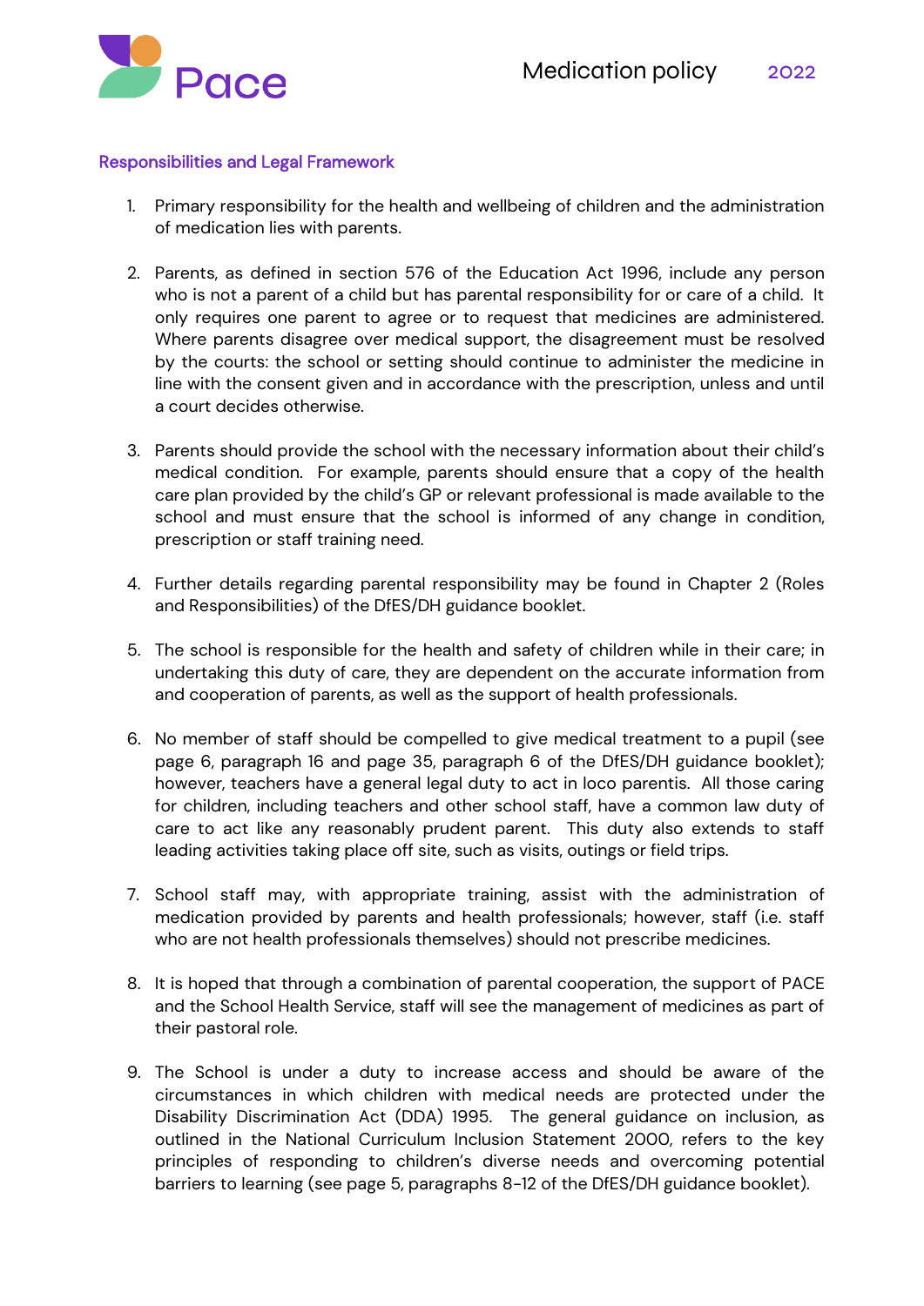## Responsibilities and Legal Framework

1. Primary responsibility for the health and wellbeing of children and the administration of medication lies with parents.

2. Parents, as defined in section 576 of the Education Act 1996, include any person who is not a parent of a child but has parental responsibility for or care of a child. It only requires one parent to agree or to request that medicines are administered. Where parents disagree over medical support, the disagreement must be resolved by the courts: the school or setting should continue to administer the medicine in line with the consent given and in accordance with the prescription, unless and until a court decides otherwise.

3. Parents should provide the school with the necessary information about their child's medical condition. For example, parents should ensure that a copy of the health care plan provided by the child's GP or relevant professional is made available to the school and must ensure that the school is informed of any change in condition, prescription or staff training need.

4. Further details regarding parental responsibility may be found in Chapter 2 (Roles and Responsibilities) of the DfES/DH guidance booklet.

5. The school is responsible for the health and safety of children while in their care; in undertaking this duty of care, they are dependent on the accurate information from and cooperation of parents, as well as the support of health professionals.

6. No member of staff should be compelled to give medical treatment to a pupil (see page 6, paragraph 16 and page 35, paragraph 6 of the DfES/DH guidance booklet); however, teachers have a general legal duty to act in loco parentis. All those caring for children, including teachers and other school staff, have a common law duty of care to act like any reasonably prudent parent. This duty also extends to staff leading activities taking place off site, such as visits, outings or field trips.

7. School staff may, with appropriate training, assist with the administration of medication provided by parents and health professionals; however, staff (i.e. staff who are not health professionals themselves) should not prescribe medicines.

8. It is hoped that through a combination of parental cooperation, the support of PACE and the School Health Service, staff will see the management of medicines as part of their pastoral role.

9. The School is under a duty to increase access and should be aware of the circumstances in which children with medical needs are protected under the Disability Discrimination Act (DDA) 1995. The general guidance on inclusion, as outlined in the National Curriculum Inclusion Statement 2000, refers to the key principles of responding to children's diverse needs and overcoming potential barriers to learning (see page 5, paragraphs 8-12 of the DfES/DH guidance booklet).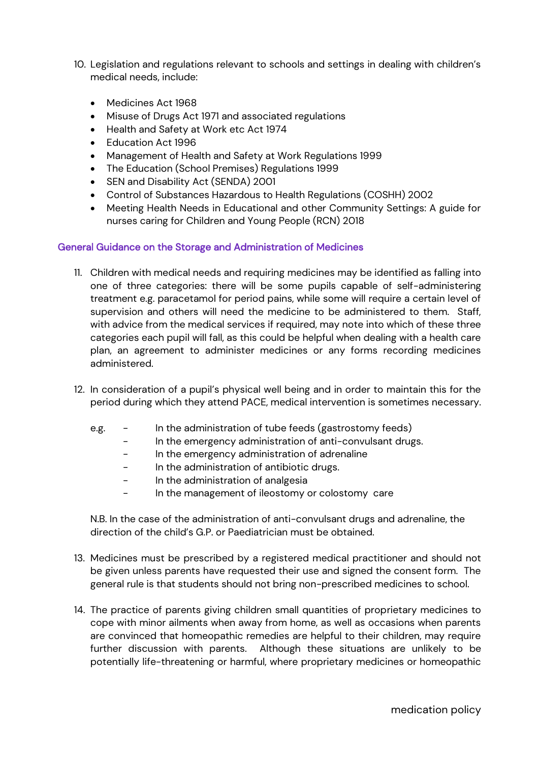10. Legislation and regulations relevant to schools and settings in dealing with children's medical needs, include:

    - Medicines Act 1968
    - Misuse of Drugs Act 1971 and associated regulations
    - Health and Safety at Work etc Act 1974
    - Education Act 1996
    - Management of Health and Safety at Work Regulations 1999
    - The Education (School Premises) Regulations 1999
    - SEN and Disability Act (SENDA) 2001
    - Control of Substances Hazardous to Health Regulations (COSHH) 2002
    - Meeting Health Needs in Educational and other Community Settings: A guide for nurses caring for Children and Young People (RCN) 2018

## General Guidance on the Storage and Administration of Medicines

11. Children with medical needs and requiring medicines may be identified as falling into one of three categories: there will be some pupils capable of self-administering treatment e.g. paracetamol for period pains, while some will require a certain level of supervision and others will need the medicine to be administered to them. Staff, with advice from the medical services if required, may note into which of these three categories each pupil will fall, as this could be helpful when dealing with a health care plan, an agreement to administer medicines or any forms recording medicines administered.

12. In consideration of a pupil's physical well being and in order to maintain this for the period during which they attend PACE, medical intervention is sometimes necessary.

    e.g.
    - In the administration of tube feeds (gastrostomy feeds)
    - In the emergency administration of anti-convulsant drugs.
    - In the emergency administration of adrenaline
    - In the administration of antibiotic drugs.
    - In the administration of analgesia
    - In the management of ileostomy or colostomy care

    N.B. In the case of the administration of anti-convulsant drugs and adrenaline, the direction of the child's G.P. or Paediatrician must be obtained.

13. Medicines must be prescribed by a registered medical practitioner and should not be given unless parents have requested their use and signed the consent form. The general rule is that students should not bring non-prescribed medicines to school.

14. The practice of parents giving children small quantities of proprietary medicines to cope with minor ailments when away from home, as well as occasions when parents are convinced that homeopathic remedies are helpful to their children, may require further discussion with parents. Although these situations are unlikely to be potentially life-threatening or harmful, where proprietary medicines or homeopathic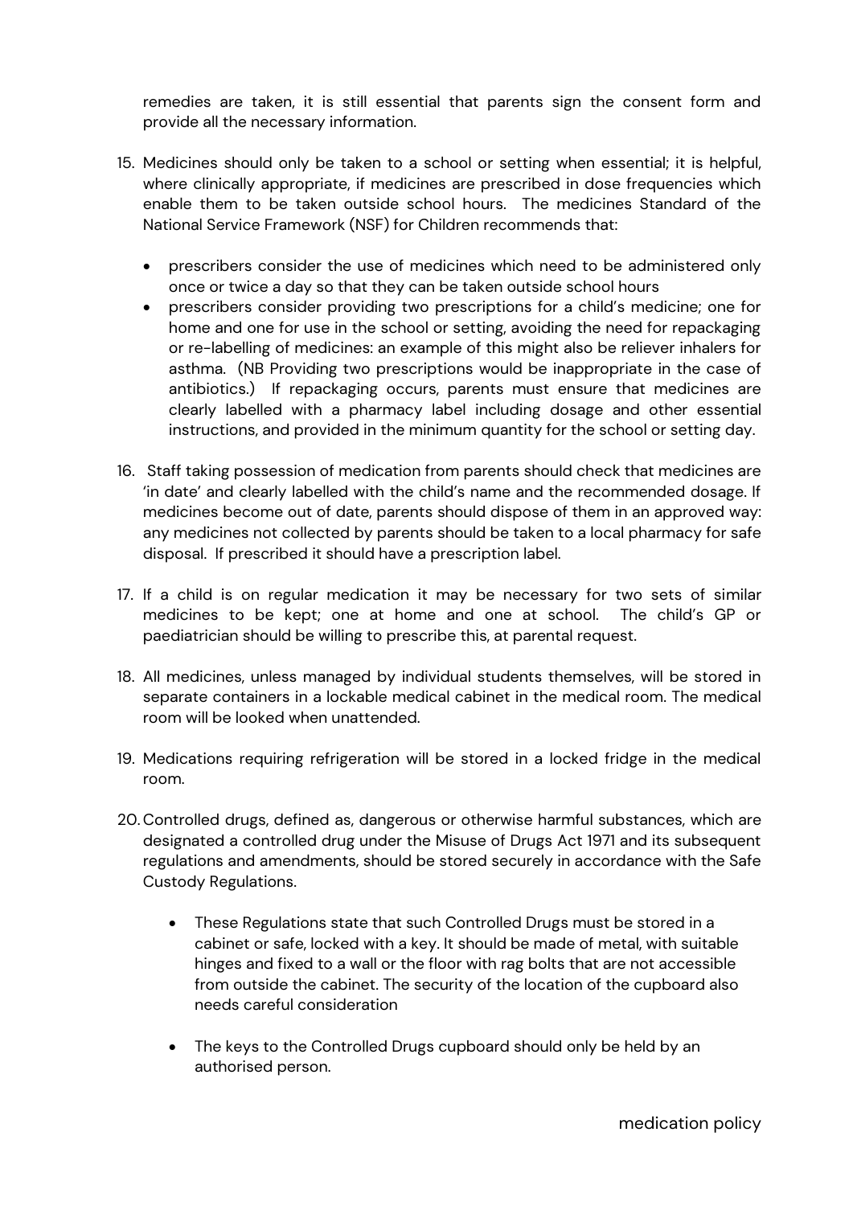remedies are taken, it is still essential that parents sign the consent form and provide all the necessary information.

15. Medicines should only be taken to a school or setting when essential; it is helpful, where clinically appropriate, if medicines are prescribed in dose frequencies which enable them to be taken outside school hours. The medicines Standard of the National Service Framework (NSF) for Children recommends that:

    - prescribers consider the use of medicines which need to be administered only once or twice a day so that they can be taken outside school hours
    - prescribers consider providing two prescriptions for a child's medicine; one for home and one for use in the school or setting, avoiding the need for repackaging or re-labelling of medicines: an example of this might also be reliever inhalers for asthma. (NB Providing two prescriptions would be inappropriate in the case of antibiotics.) If repackaging occurs, parents must ensure that medicines are clearly labelled with a pharmacy label including dosage and other essential instructions, and provided in the minimum quantity for the school or setting day.

16. Staff taking possession of medication from parents should check that medicines are 'in date' and clearly labelled with the child's name and the recommended dosage. If medicines become out of date, parents should dispose of them in an approved way: any medicines not collected by parents should be taken to a local pharmacy for safe disposal. If prescribed it should have a prescription label.

17. If a child is on regular medication it may be necessary for two sets of similar medicines to be kept; one at home and one at school. The child's GP or paediatrician should be willing to prescribe this, at parental request.

18. All medicines, unless managed by individual students themselves, will be stored in separate containers in a lockable medical cabinet in the medical room. The medical room will be looked when unattended.

19. Medications requiring refrigeration will be stored in a locked fridge in the medical room.

20. Controlled drugs, defined as, dangerous or otherwise harmful substances, which are designated a controlled drug under the Misuse of Drugs Act 1971 and its subsequent regulations and amendments, should be stored securely in accordance with the Safe Custody Regulations.

    - These Regulations state that such Controlled Drugs must be stored in a cabinet or safe, locked with a key. It should be made of metal, with suitable hinges and fixed to a wall or the floor with rag bolts that are not accessible from outside the cabinet. The security of the location of the cupboard also needs careful consideration

    - The keys to the Controlled Drugs cupboard should only be held by an authorised person.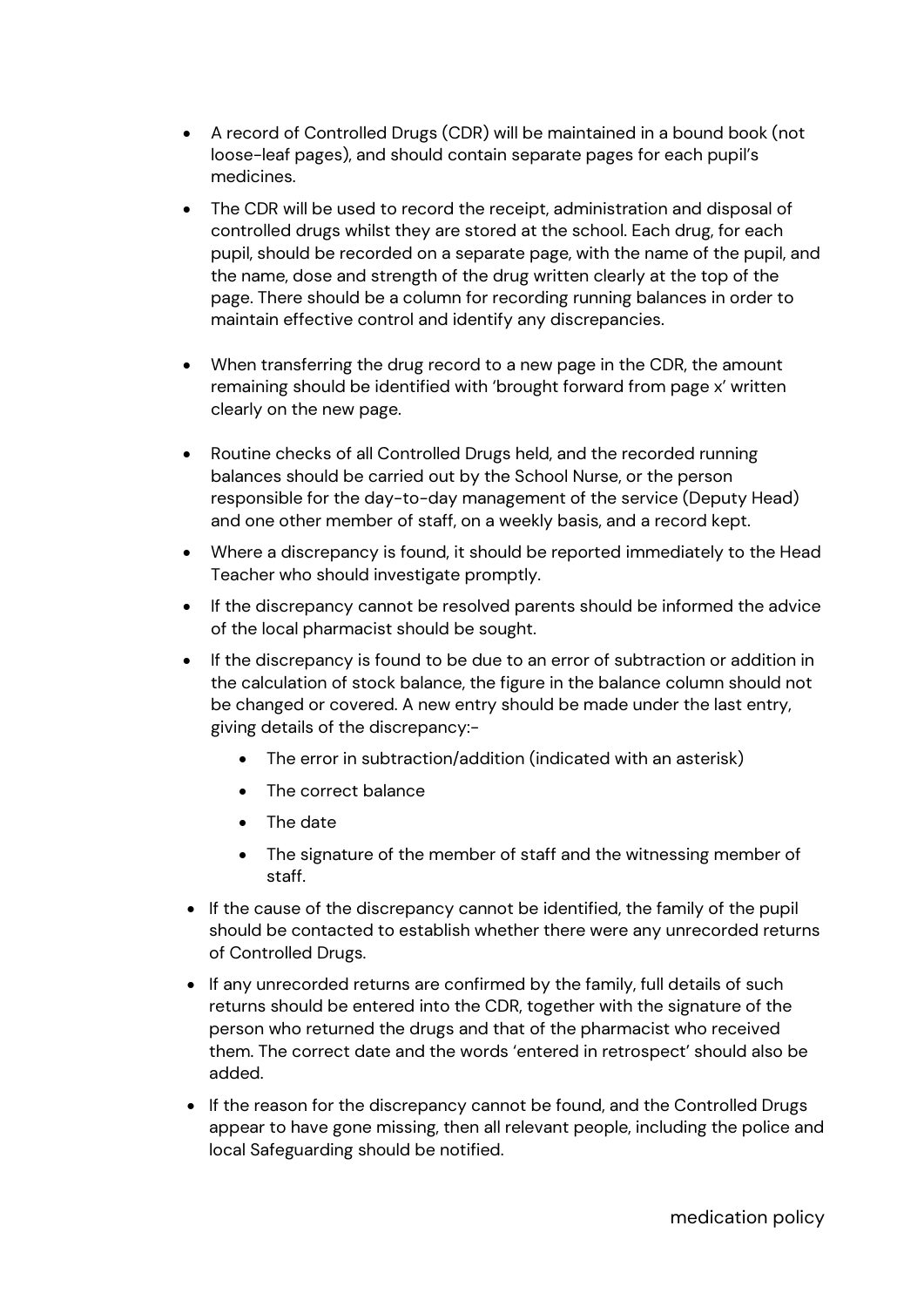- A record of Controlled Drugs (CDR) will be maintained in a bound book (not loose-leaf pages), and should contain separate pages for each pupil's medicines.
- The CDR will be used to record the receipt, administration and disposal of controlled drugs whilst they are stored at the school. Each drug, for each pupil, should be recorded on a separate page, with the name of the pupil, and the name, dose and strength of the drug written clearly at the top of the page. There should be a column for recording running balances in order to maintain effective control and identify any discrepancies.
- When transferring the drug record to a new page in the CDR, the amount remaining should be identified with 'brought forward from page x' written clearly on the new page.
- Routine checks of all Controlled Drugs held, and the recorded running balances should be carried out by the School Nurse, or the person responsible for the day-to-day management of the service (Deputy Head) and one other member of staff, on a weekly basis, and a record kept.
- Where a discrepancy is found, it should be reported immediately to the Head Teacher who should investigate promptly.
- If the discrepancy cannot be resolved parents should be informed the advice of the local pharmacist should be sought.
- If the discrepancy is found to be due to an error of subtraction or addition in the calculation of stock balance, the figure in the balance column should not be changed or covered. A new entry should be made under the last entry, giving details of the discrepancy:-
  - The error in subtraction/addition (indicated with an asterisk)
  - The correct balance
  - The date
  - The signature of the member of staff and the witnessing member of staff.
- If the cause of the discrepancy cannot be identified, the family of the pupil should be contacted to establish whether there were any unrecorded returns of Controlled Drugs.
- If any unrecorded returns are confirmed by the family, full details of such returns should be entered into the CDR, together with the signature of the person who returned the drugs and that of the pharmacist who received them. The correct date and the words 'entered in retrospect' should also be added.
- If the reason for the discrepancy cannot be found, and the Controlled Drugs appear to have gone missing, then all relevant people, including the police and local Safeguarding should be notified.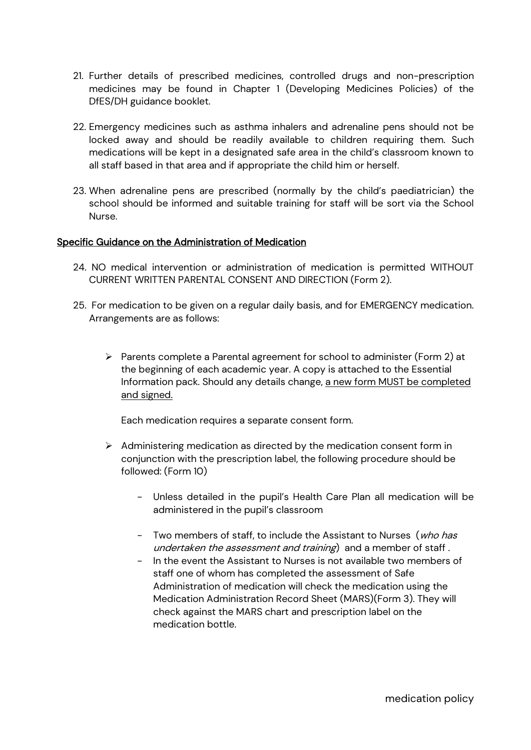21. Further details of prescribed medicines, controlled drugs and non-prescription medicines may be found in Chapter 1 (Developing Medicines Policies) of the DfES/DH guidance booklet.

22. Emergency medicines such as asthma inhalers and adrenaline pens should not be locked away and should be readily available to children requiring them. Such medications will be kept in a designated safe area in the child's classroom known to all staff based in that area and if appropriate the child him or herself.

23. When adrenaline pens are prescribed (normally by the child's paediatrician) the school should be informed and suitable training for staff will be sort via the School Nurse.

<u>Specific Guidance on the Administration of Medication</u>

24. NO medical intervention or administration of medication is permitted WITHOUT CURRENT WRITTEN PARENTAL CONSENT AND DIRECTION (Form 2).

25. For medication to be given on a regular daily basis, and for EMERGENCY medication. Arrangements are as follows:

   - Parents complete a Parental agreement for school to administer (Form 2) at the beginning of each academic year. A copy is attached to the Essential Information pack. Should any details change, <u>a new form MUST be completed and signed.</u>

     Each medication requires a separate consent form.

   - Administering medication as directed by the medication consent form in conjunction with the prescription label, the following procedure should be followed: (Form 10)

     - Unless detailed in the pupil's Health Care Plan all medication will be administered in the pupil's classroom
     - Two members of staff, to include the Assistant to Nurses (*who has undertaken the assessment and training*) and a member of staff .
     - In the event the Assistant to Nurses is not available two members of staff one of whom has completed the assessment of Safe Administration of medication will check the medication using the Medication Administration Record Sheet (MARS)(Form 3). They will check against the MARS chart and prescription label on the medication bottle.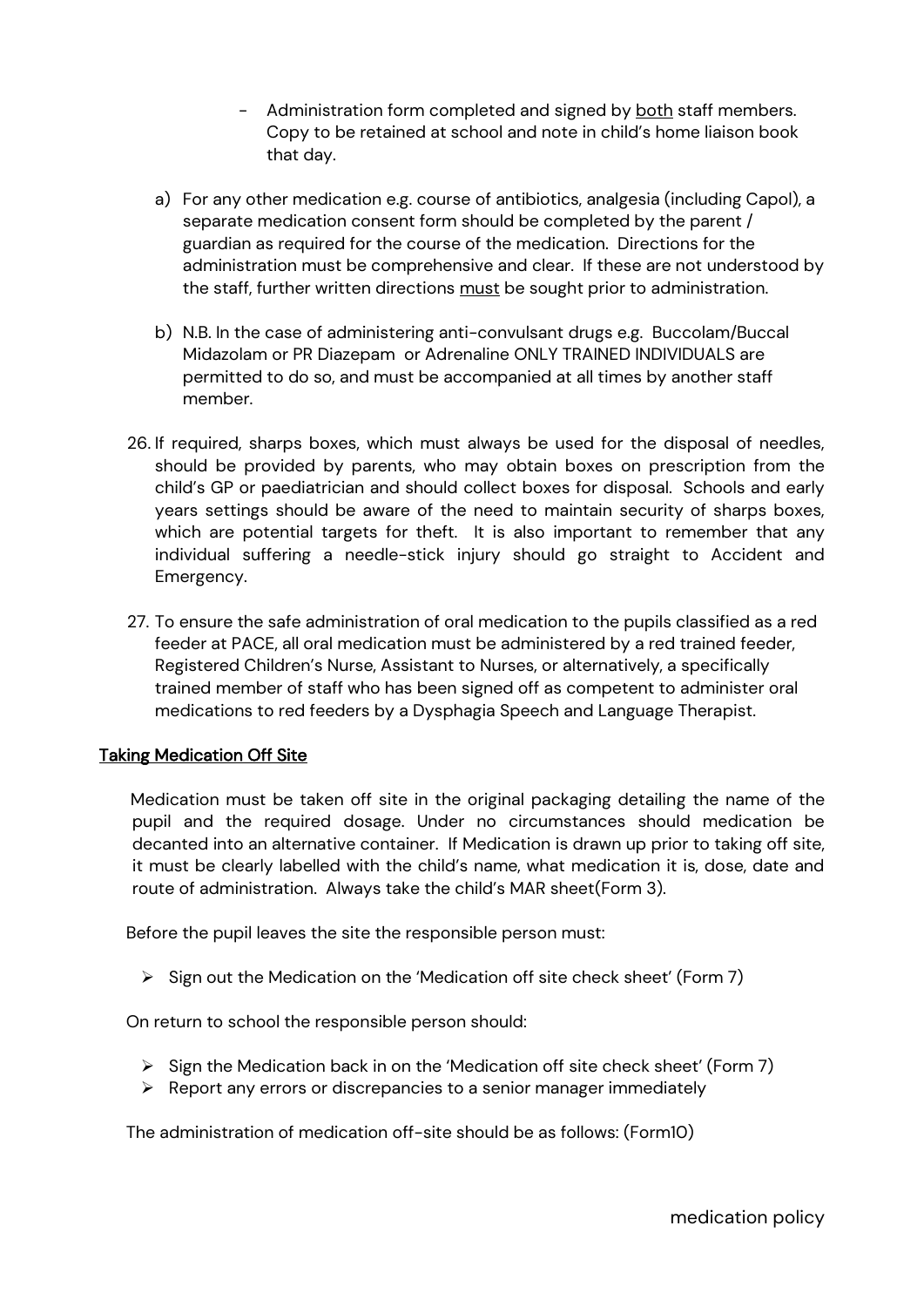- Administration form completed and signed by <u>both</u> staff members. Copy to be retained at school and note in child's home liaison book that day.

a) For any other medication e.g. course of antibiotics, analgesia (including Capol), a separate medication consent form should be completed by the parent / guardian as required for the course of the medication. Directions for the administration must be comprehensive and clear. If these are not understood by the staff, further written directions <u>must</u> be sought prior to administration.

b) N.B. In the case of administering anti-convulsant drugs e.g. Buccolam/Buccal Midazolam or PR Diazepam or Adrenaline ONLY TRAINED INDIVIDUALS are permitted to do so, and must be accompanied at all times by another staff member.

26. If required, sharps boxes, which must always be used for the disposal of needles, should be provided by parents, who may obtain boxes on prescription from the child's GP or paediatrician and should collect boxes for disposal. Schools and early years settings should be aware of the need to maintain security of sharps boxes, which are potential targets for theft. It is also important to remember that any individual suffering a needle-stick injury should go straight to Accident and Emergency.

27. To ensure the safe administration of oral medication to the pupils classified as a red feeder at PACE, all oral medication must be administered by a red trained feeder, Registered Children's Nurse, Assistant to Nurses, or alternatively, a specifically trained member of staff who has been signed off as competent to administer oral medications to red feeders by a Dysphagia Speech and Language Therapist.

## <u>Taking Medication Off Site</u>

Medication must be taken off site in the original packaging detailing the name of the pupil and the required dosage. Under no circumstances should medication be decanted into an alternative container. If Medication is drawn up prior to taking off site, it must be clearly labelled with the child's name, what medication it is, dose, date and route of administration. Always take the child's MAR sheet(Form 3).

Before the pupil leaves the site the responsible person must:

- Sign out the Medication on the 'Medication off site check sheet' (Form 7)

On return to school the responsible person should:

- Sign the Medication back in on the 'Medication off site check sheet' (Form 7)
- Report any errors or discrepancies to a senior manager immediately

The administration of medication off-site should be as follows: (Form10)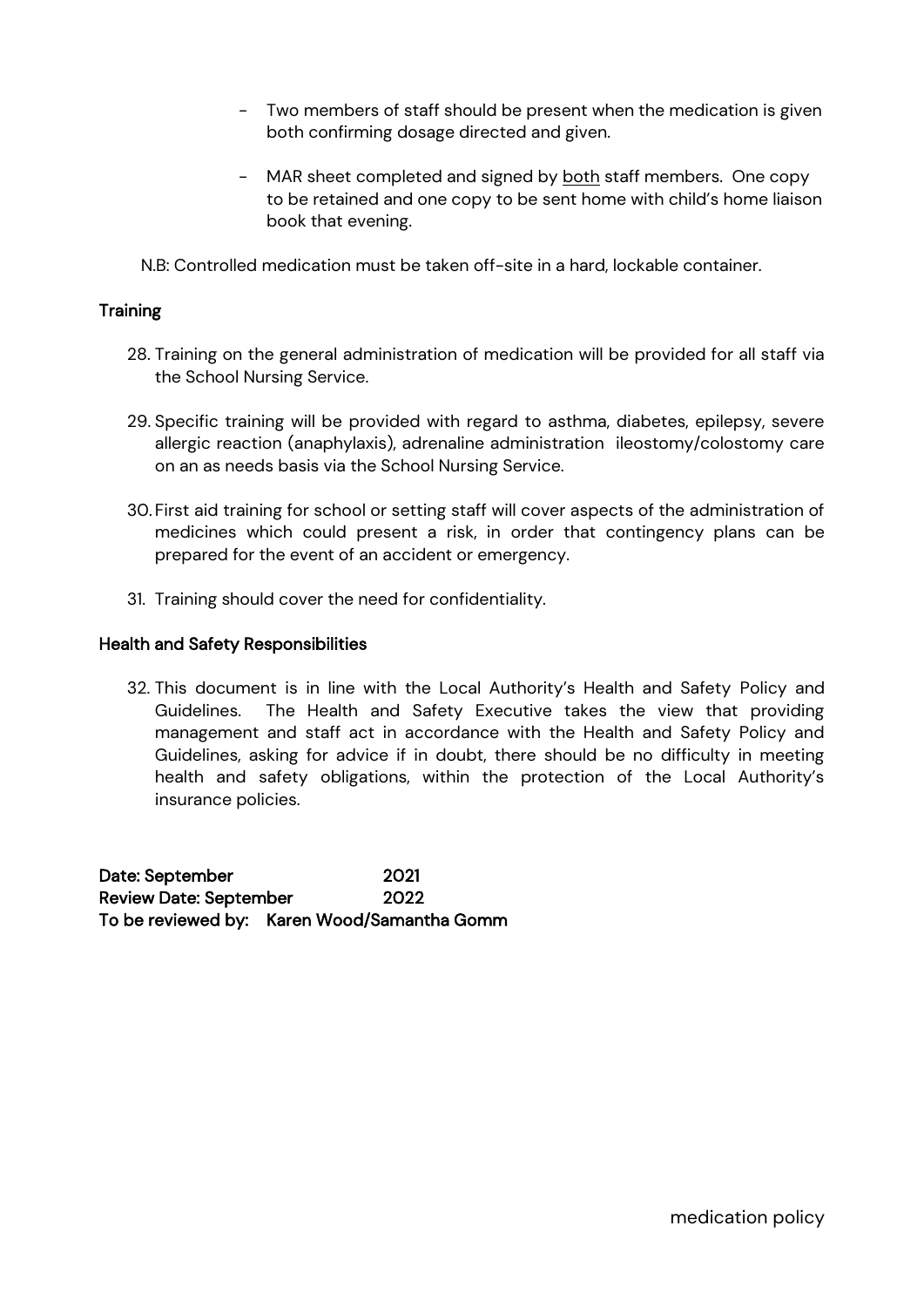- Two members of staff should be present when the medication is given both confirming dosage directed and given.

- MAR sheet completed and signed by both staff members. One copy to be retained and one copy to be sent home with child's home liaison book that evening.

N.B: Controlled medication must be taken off-site in a hard, lockable container.

## Training

28. Training on the general administration of medication will be provided for all staff via the School Nursing Service.

29. Specific training will be provided with regard to asthma, diabetes, epilepsy, severe allergic reaction (anaphylaxis), adrenaline administration ileostomy/colostomy care on an as needs basis via the School Nursing Service.

30. First aid training for school or setting staff will cover aspects of the administration of medicines which could present a risk, in order that contingency plans can be prepared for the event of an accident or emergency.

31. Training should cover the need for confidentiality.

## Health and Safety Responsibilities

32. This document is in line with the Local Authority's Health and Safety Policy and Guidelines. The Health and Safety Executive takes the view that providing management and staff act in accordance with the Health and Safety Policy and Guidelines, asking for advice if in doubt, there should be no difficulty in meeting health and safety obligations, within the protection of the Local Authority's insurance policies.

**Date: September 2021**
**Review Date: September 2022**
**To be reviewed by: Karen Wood/Samantha Gomm**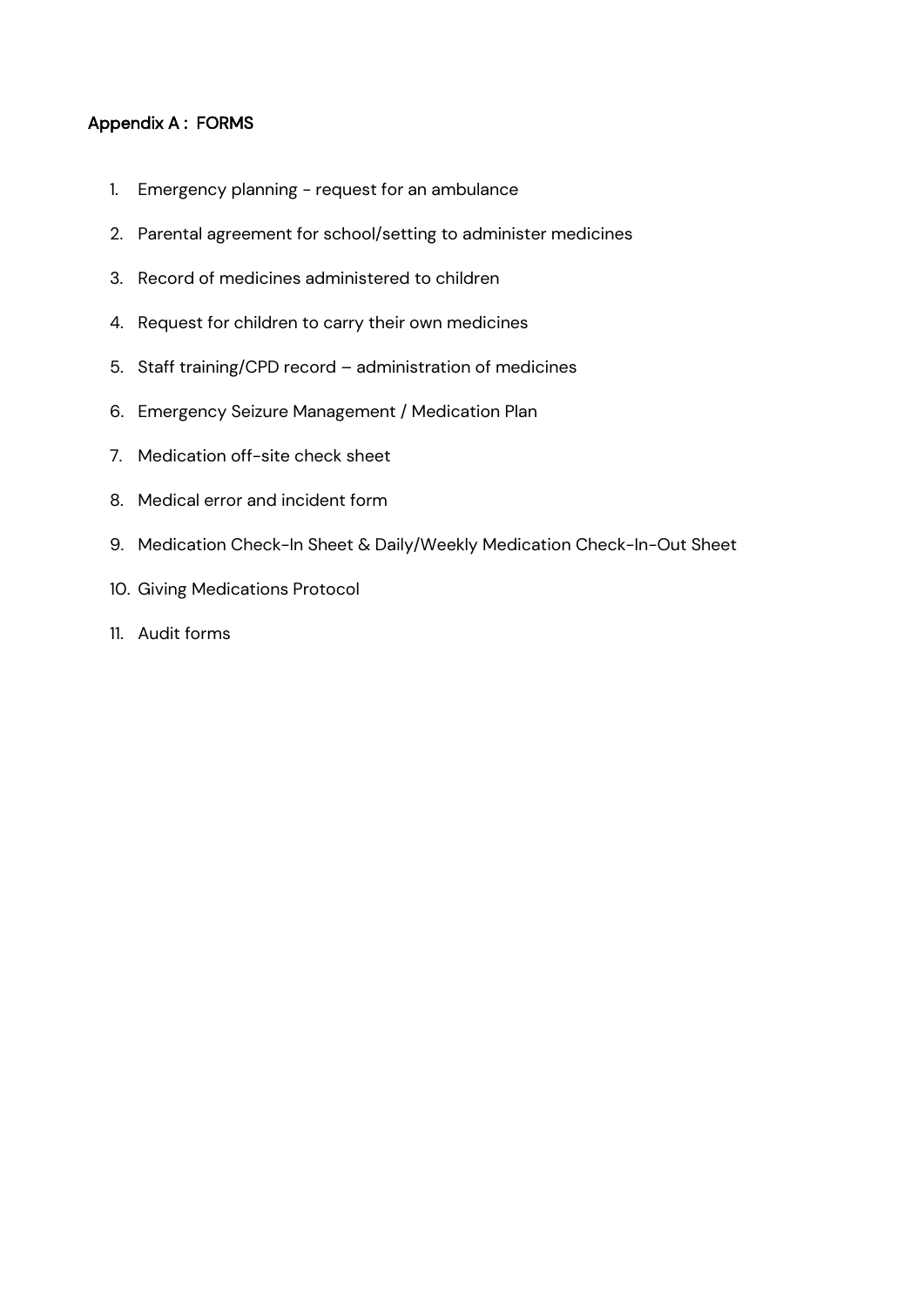## Appendix A : FORMS

1. Emergency planning - request for an ambulance
2. Parental agreement for school/setting to administer medicines
3. Record of medicines administered to children
4. Request for children to carry their own medicines
5. Staff training/CPD record – administration of medicines
6. Emergency Seizure Management / Medication Plan
7. Medication off-site check sheet
8. Medical error and incident form
9. Medication Check-In Sheet & Daily/Weekly Medication Check-In-Out Sheet
10. Giving Medications Protocol
11. Audit forms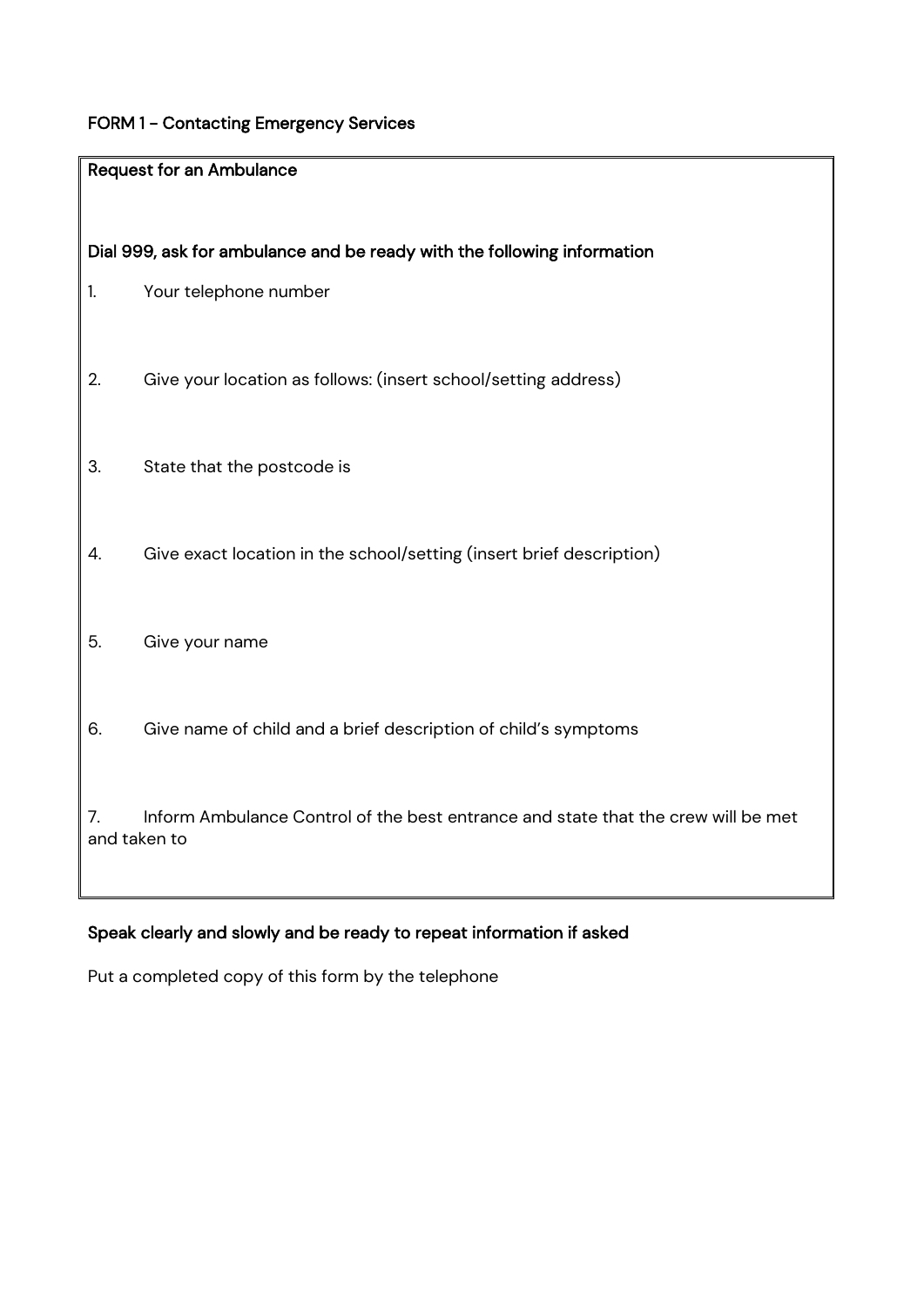FORM 1 – Contacting Emergency Services

**Request for an Ambulance**

**Dial 999, ask for ambulance and be ready with the following information**

1. Your telephone number

2. Give your location as follows: (insert school/setting address)

3. State that the postcode is

4. Give exact location in the school/setting (insert brief description)

5. Give your name

6. Give name of child and a brief description of child's symptoms

7. Inform Ambulance Control of the best entrance and state that the crew will be met and taken to

**Speak clearly and slowly and be ready to repeat information if asked**

Put a completed copy of this form by the telephone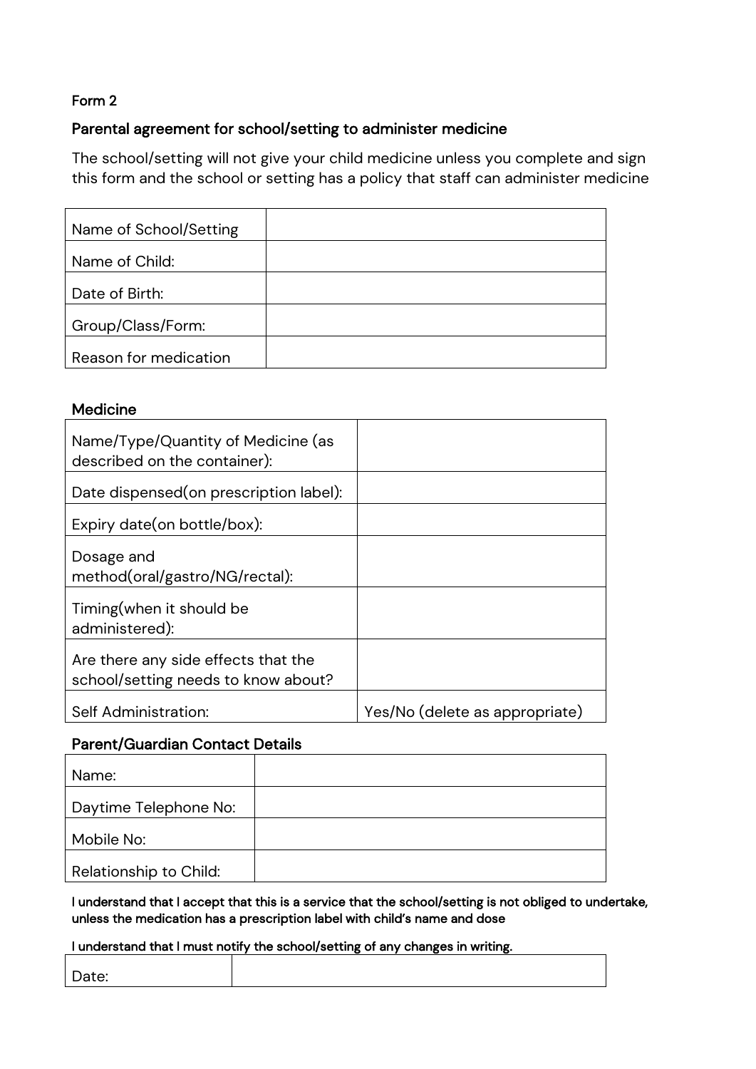Form 2

## Parental agreement for school/setting to administer medicine

The school/setting will not give your child medicine unless you complete and sign this form and the school or setting has a policy that staff can administer medicine

| | |
|---|---|
| Name of School/Setting | |
| Name of Child: | |
| Date of Birth: | |
| Group/Class/Form: | |
| Reason for medication | |

### Medicine

| | |
|---|---|
| Name/Type/Quantity of Medicine (as described on the container): | |
| Date dispensed(on prescription label): | |
| Expiry date(on bottle/box): | |
| Dosage and method(oral/gastro/NG/rectal): | |
| Timing(when it should be administered): | |
| Are there any side effects that the school/setting needs to know about? | |
| Self Administration: | Yes/No (delete as appropriate) |

### Parent/Guardian Contact Details

| | |
|---|---|
| Name: | |
| Daytime Telephone No: | |
| Mobile No: | |
| Relationship to Child: | |

**I understand that I accept that this is a service that the school/setting is not obliged to undertake, unless the medication has a prescription label with child's name and dose**

**I understand that I must notify the school/setting of any changes in writing.**

| | |
|---|---|
| Date: | |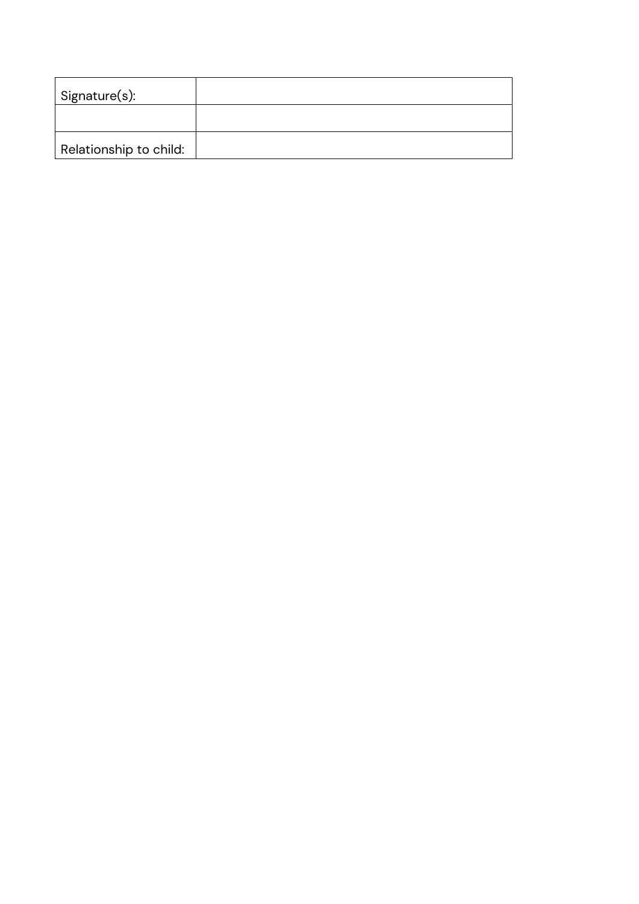| Signature(s): | |
| --- | --- |
| | |
| Relationship to child: | |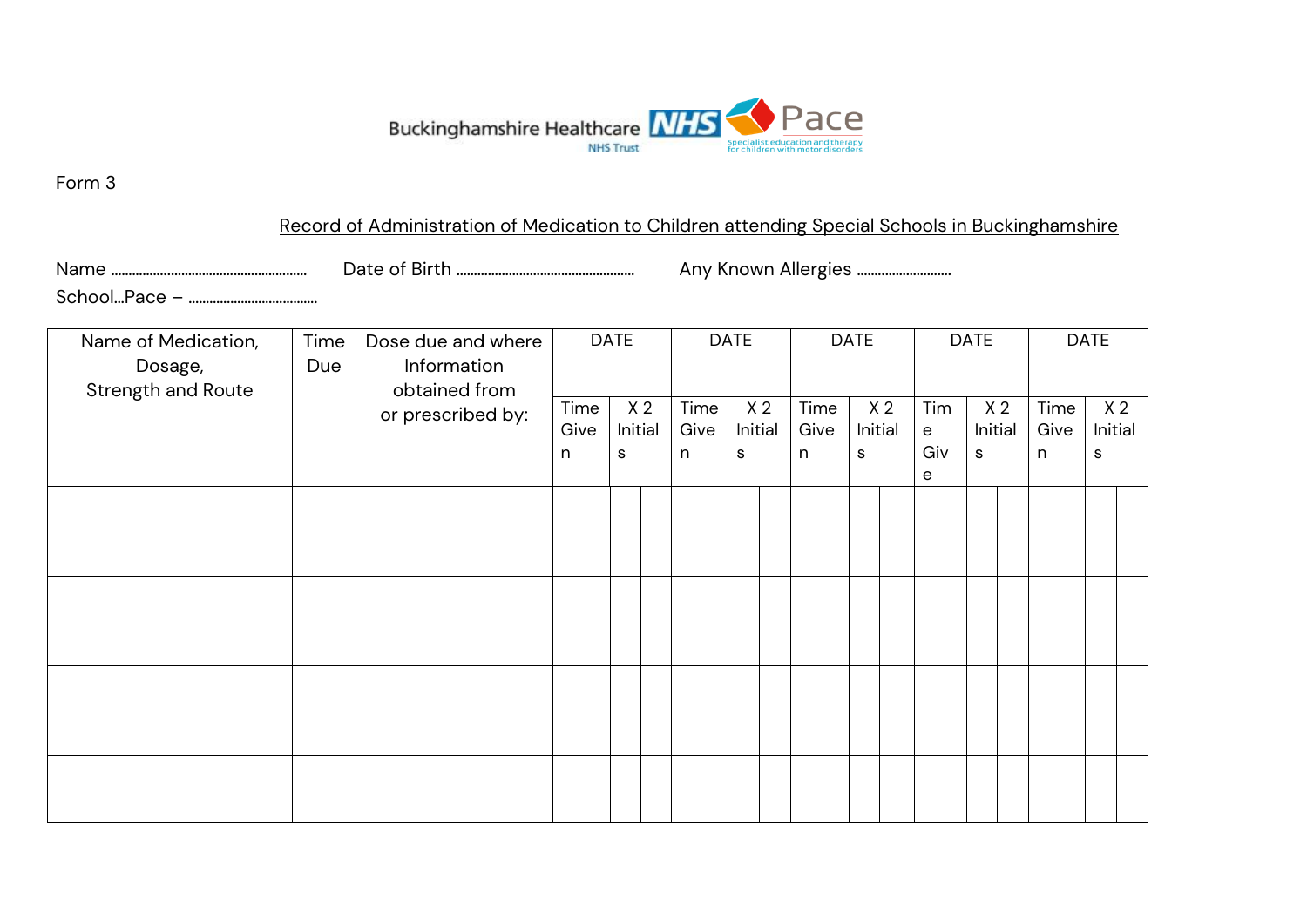Buckinghamshire Healthcare NHS Trust — Pace: Specialist education and therapy for children with motor disorders

Form 3

## Record of Administration of Medication to Children attending Special Schools in Buckinghamshire

Name ……………………………………… Date of Birth ………………………………… Any Known Allergies ………………

School…Pace – ……………………….

| Name of Medication, Dosage, Strength and Route | Time Due | Dose due and where Information obtained from or prescribed by: | DATE | | | DATE | | | DATE | | | DATE | | | DATE | | |
|---|---|---|---|---|---|---|---|---|---|---|---|---|---|---|---|---|---|
| | | | Time Given | X 2 Initials | | Time Given | X 2 Initials | | Time Given | X 2 Initials | | Time Given | X 2 Initials | | Time Given | X 2 Initials | |
| | | | | | | | | | | | | | | | | | |
| | | | | | | | | | | | | | | | | | |
| | | | | | | | | | | | | | | | | | |
| | | | | | | | | | | | | | | | | | |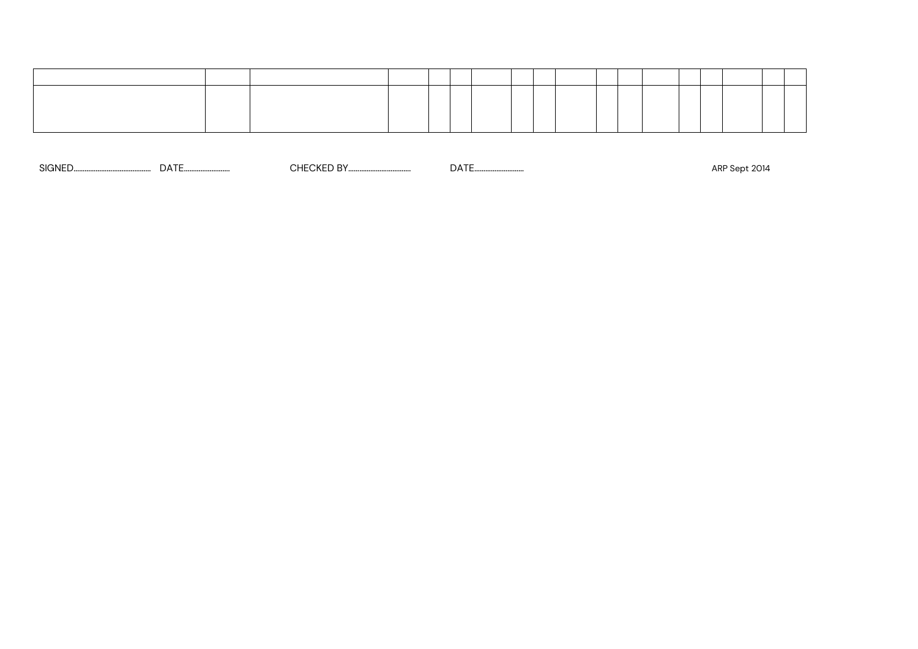| | | | | | | | | | | | | | | | | | |
|---|---|---|---|---|---|---|---|---|---|---|---|---|---|---|---|---|---|
| | | | | | | | | | | | | | | | | | |

SIGNED........................................ DATE......................... CHECKED BY.................................. DATE...........................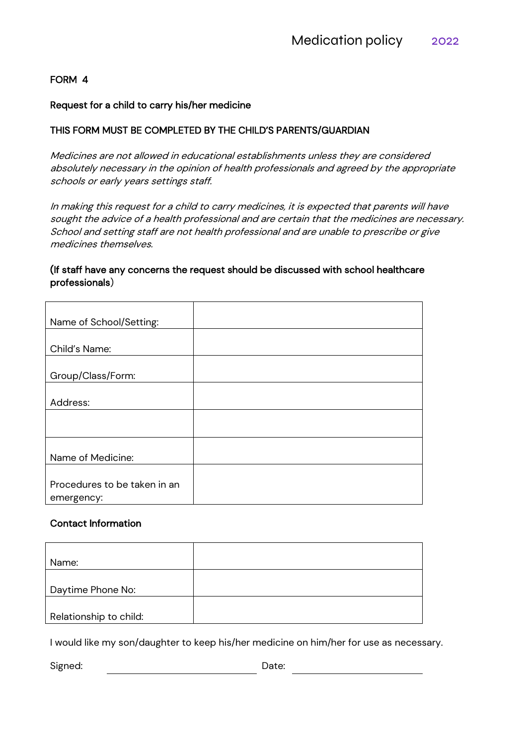FORM 4

Request for a child to carry his/her medicine

THIS FORM MUST BE COMPLETED BY THE CHILD'S PARENTS/GUARDIAN

*Medicines are not allowed in educational establishments unless they are considered absolutely necessary in the opinion of health professionals and agreed by the appropriate schools or early years settings staff.*

*In making this request for a child to carry medicines, it is expected that parents will have sought the advice of a health professional and are certain that the medicines are necessary. School and setting staff are not health professional and are unable to prescribe or give medicines themselves.*

(If staff have any concerns the request should be discussed with school healthcare professionals)

| | |
|---|---|
| Name of School/Setting: | |
| Child's Name: | |
| Group/Class/Form: | |
| Address: | |
| | |
| Name of Medicine: | |
| Procedures to be taken in an emergency: | |

Contact Information

| | |
|---|---|
| Name: | |
| Daytime Phone No: | |
| Relationship to child: | |

I would like my son/daughter to keep his/her medicine on him/her for use as necessary.

Signed: ______________________ Date: ______________________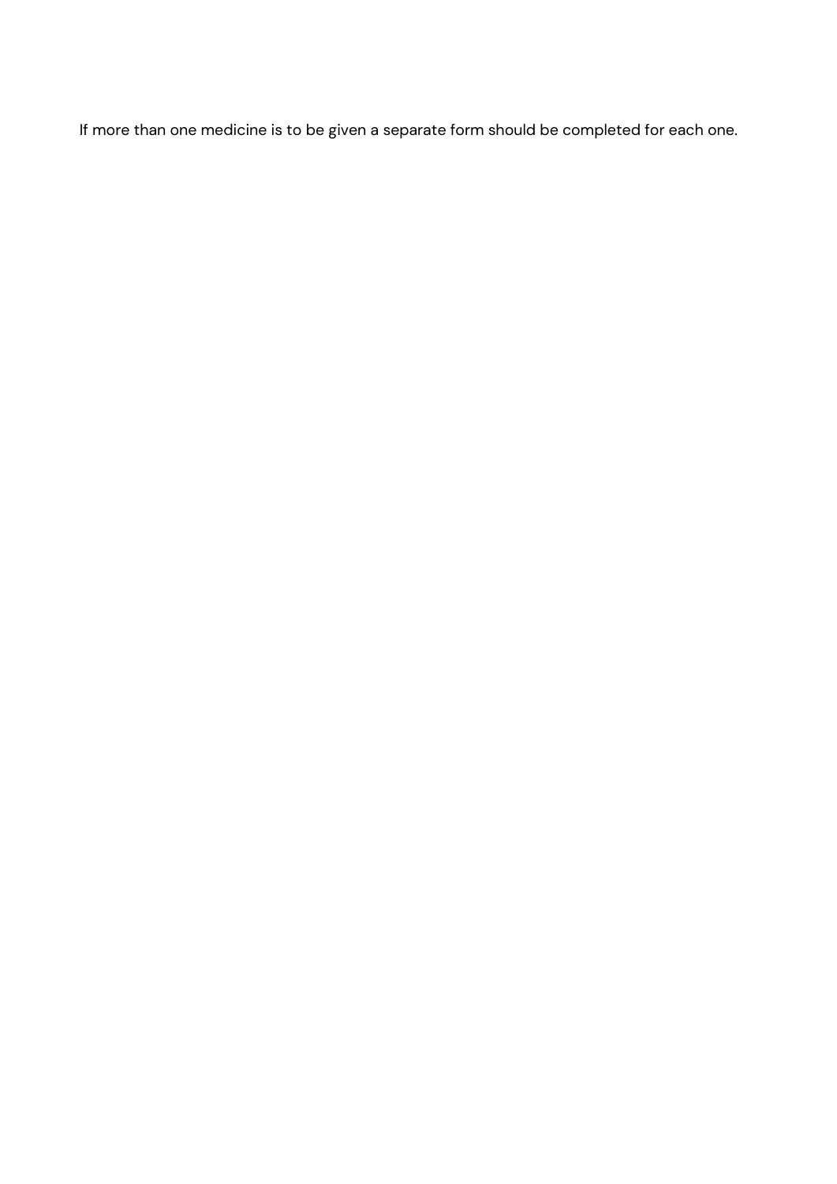If more than one medicine is to be given a separate form should be completed for each one.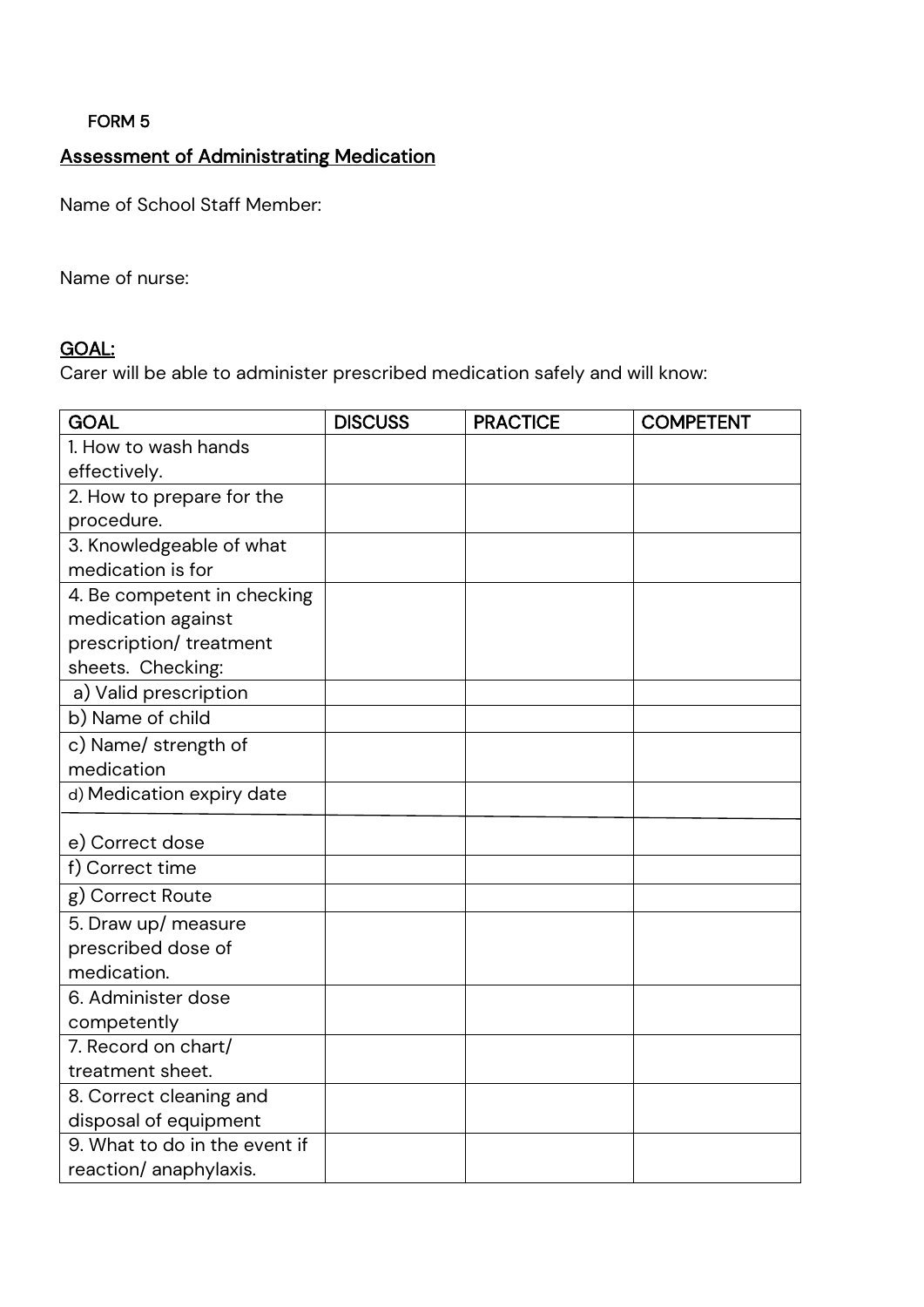FORM 5

## Assessment of Administrating Medication

Name of School Staff Member:

Name of nurse:

## GOAL:

Carer will be able to administer prescribed medication safely and will know:

| GOAL | DISCUSS | PRACTICE | COMPETENT |
|---|---|---|---|
| 1. How to wash hands effectively. | | | |
| 2. How to prepare for the procedure. | | | |
| 3. Knowledgeable of what medication is for | | | |
| 4. Be competent in checking medication against prescription/ treatment sheets. Checking: | | | |
| a) Valid prescription | | | |
| b) Name of child | | | |
| c) Name/ strength of medication | | | |
| d) Medication expiry date | | | |
| e) Correct dose | | | |
| f) Correct time | | | |
| g) Correct Route | | | |
| 5. Draw up/ measure prescribed dose of medication. | | | |
| 6. Administer dose competently | | | |
| 7. Record on chart/ treatment sheet. | | | |
| 8. Correct cleaning and disposal of equipment | | | |
| 9. What to do in the event if reaction/ anaphylaxis. | | | |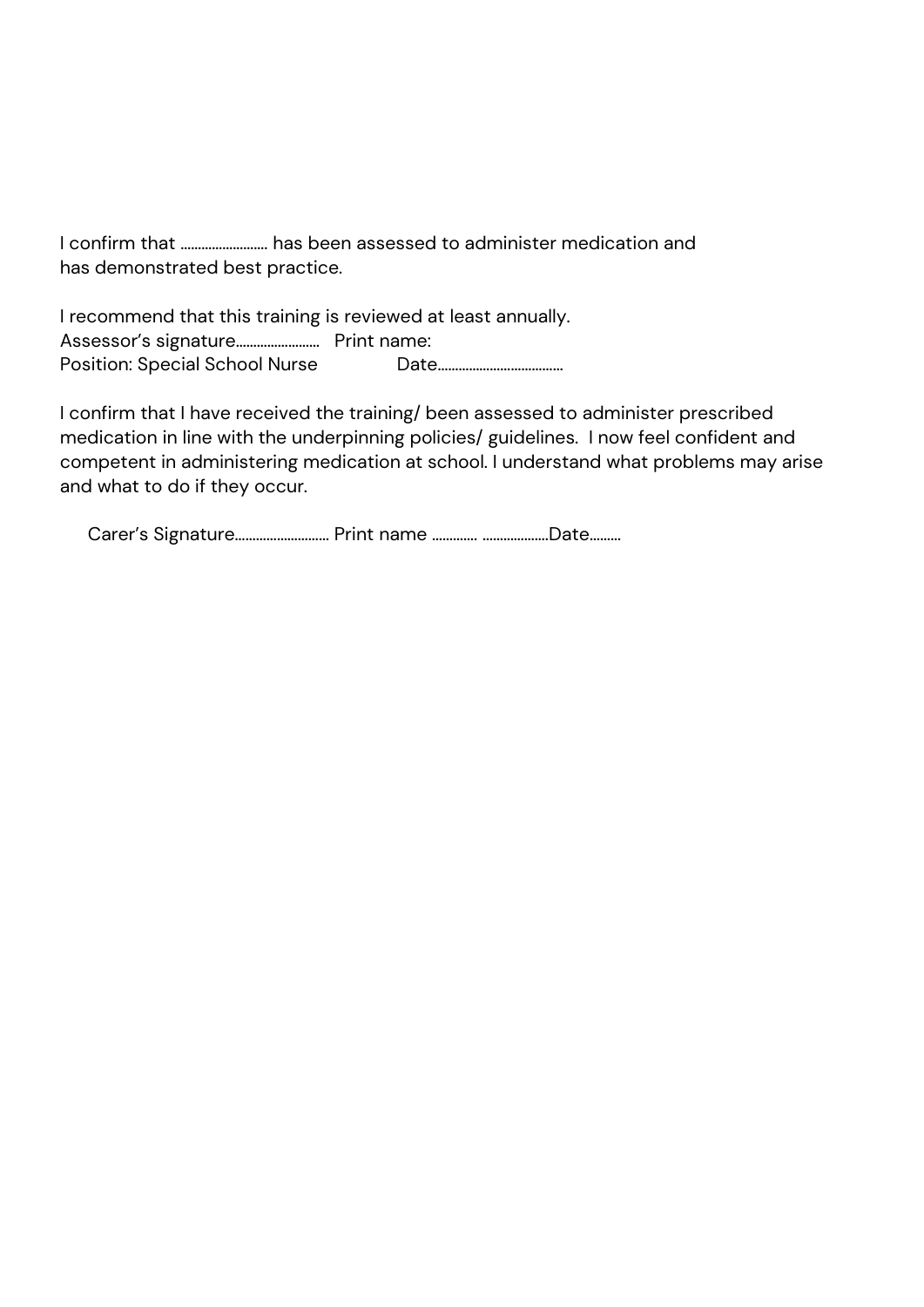I confirm that …………………… has been assessed to administer medication and has demonstrated best practice.

I recommend that this training is reviewed at least annually.
Assessor's signature…………………… Print name:
Position: Special School Nurse Date………………………………

I confirm that I have received the training/ been assessed to administer prescribed medication in line with the underpinning policies/ guidelines. I now feel confident and competent in administering medication at school. I understand what problems may arise and what to do if they occur.

Carer's Signature……………………… Print name …………. ……………….Date………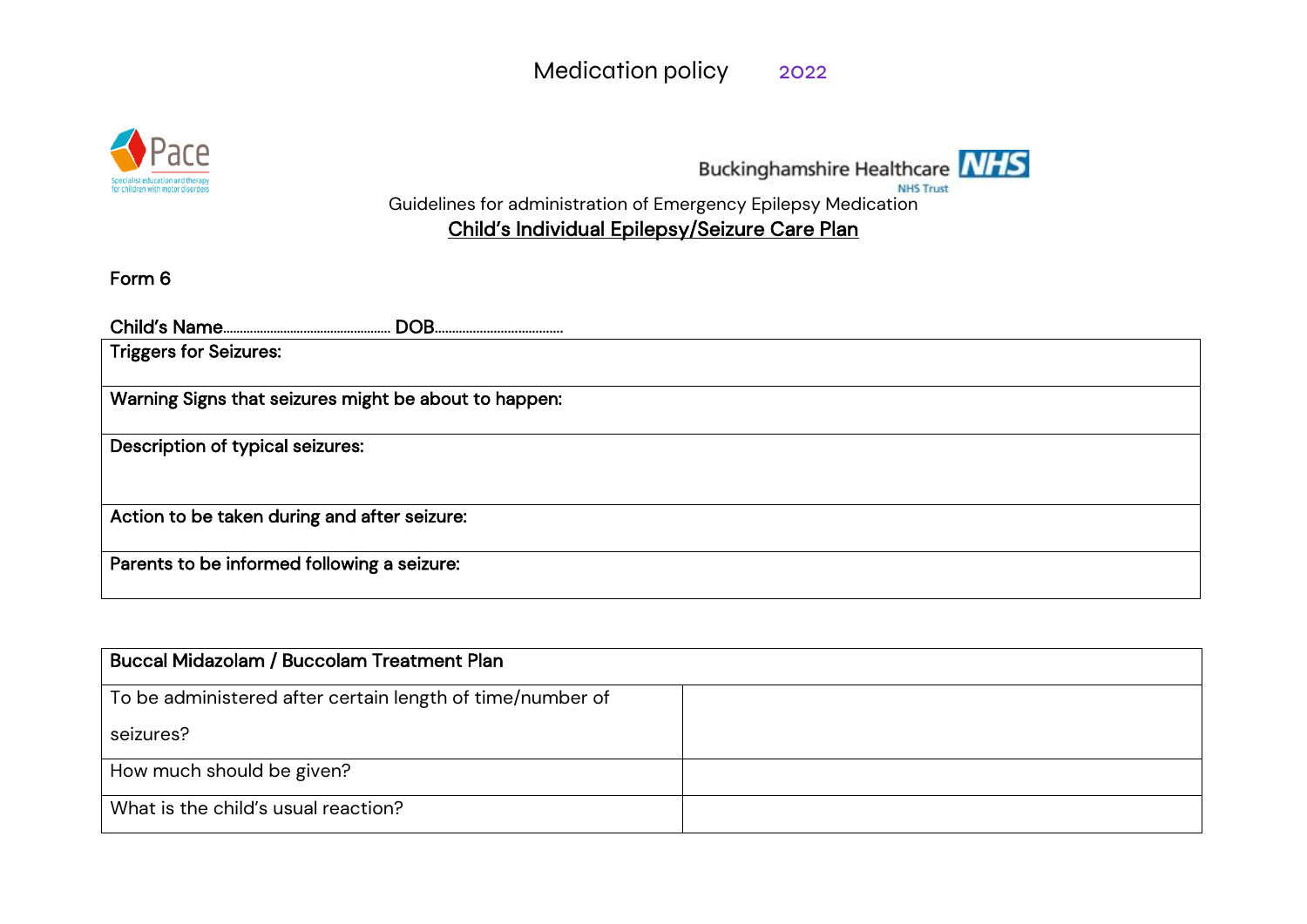Guidelines for administration of Emergency Epilepsy Medication

## Child's Individual Epilepsy/Seizure Care Plan

Form 6

**Child's Name................................................ DOB....................................**

| **Triggers for Seizures:** |
|---|
| **Warning Signs that seizures might be about to happen:** |
| **Description of typical seizures:** |
| **Action to be taken during and after seizure:** |
| **Parents to be informed following a seizure:** |

| **Buccal Midazolam / Buccolam Treatment Plan** | |
|---|---|
| To be administered after certain length of time/number of seizures? | |
| How much should be given? | |
| What is the child's usual reaction? | |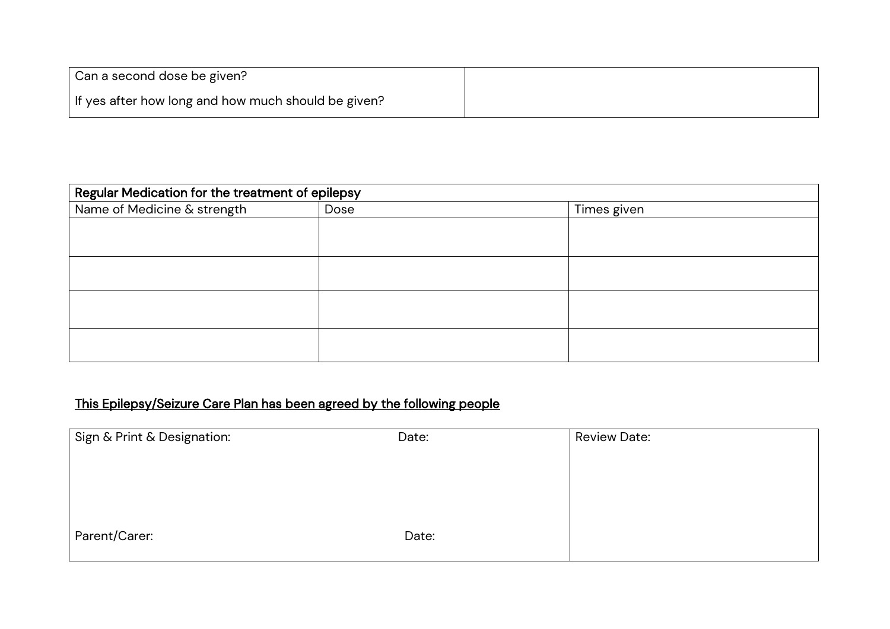| Can a second dose be given?<br><br>If yes after how long and how much should be given? | |
|---|---|

| Regular Medication for the treatment of epilepsy | | |
|---|---|---|
| Name of Medicine & strength | Dose | Times given |
| | | |
| | | |
| | | |
| | | |

<u>**This Epilepsy/Seizure Care Plan has been agreed by the following people**</u>

| Sign & Print & Designation: | Date: | Review Date: |
|---|---|---|
| Parent/Carer: | Date: | |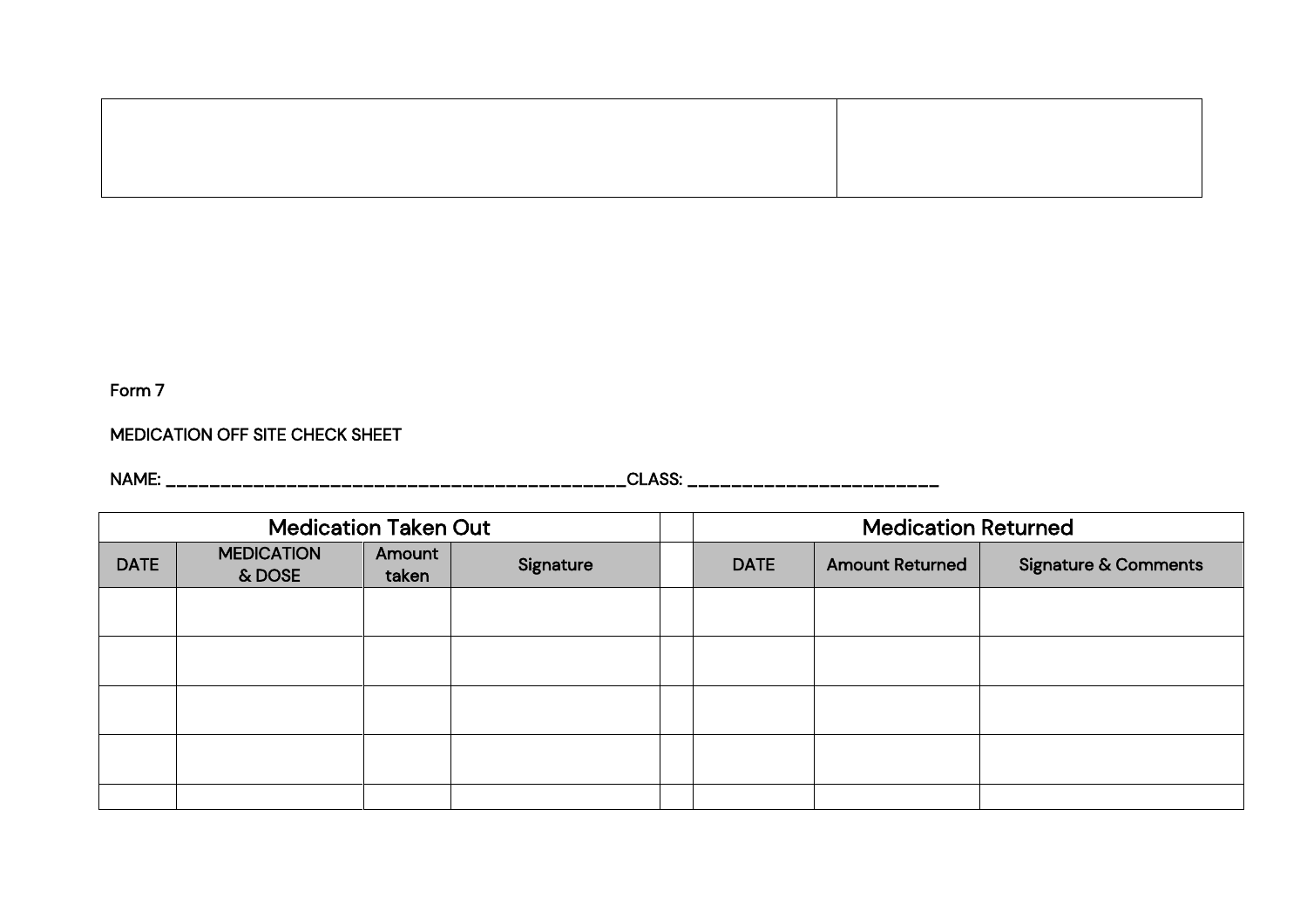| | |
|---|---|
| | |

Form 7

MEDICATION OFF SITE CHECK SHEET

NAME: ___________________________________________CLASS: ________________________

| Medication Taken Out | | | | | Medication Returned | | |
|---|---|---|---|---|---|---|---|
| DATE | MEDICATION & DOSE | Amount taken | Signature | | DATE | Amount Returned | Signature & Comments |
| | | | | | | | |
| | | | | | | | |
| | | | | | | | |
| | | | | | | | |
| | | | | | | | |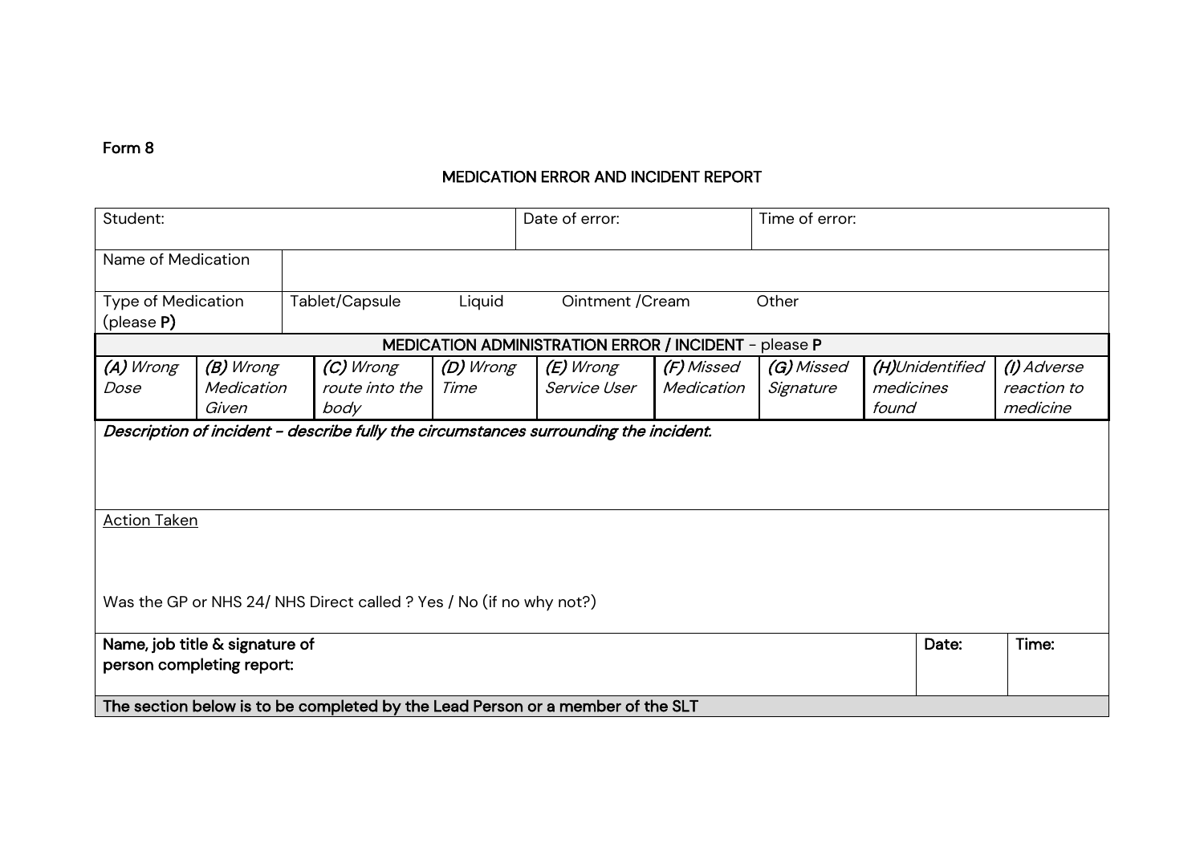Form 8

## MEDICATION ERROR AND INCIDENT REPORT

| Student: | | | Date of error: | | Time of error: | | | |
|---|---|---|---|---|---|---|---|---|
| Name of Medication | | | | | | | | |
| Type of Medication (please **P)** | Tablet/Capsule | Liquid | Ointment /Cream | Other | | | | |
| **MEDICATION ADMINISTRATION ERROR / INCIDENT** - please **P** | | | | | | | | |
| *(A) Wrong Dose* | *(B) Wrong Medication Given* | *(C) Wrong route into the body* | *(D) Wrong Time* | *(E) Wrong Service User* | *(F) Missed Medication* | *(G) Missed Signature* | *(H)Unidentified medicines found* | *(I) Adverse reaction to medicine* |
| ***Description of incident - describe fully the circumstances surrounding the incident.*** | | | | | | | | |
| Action Taken<br><br>Was the GP or NHS 24/ NHS Direct called ? Yes / No (if no why not?) | | | | | | | | |
| **Name, job title & signature of person completing report:** | | | | | | | **Date:** | **Time:** |
| **The section below is to be completed by the Lead Person or a member of the SLT** | | | | | | | | |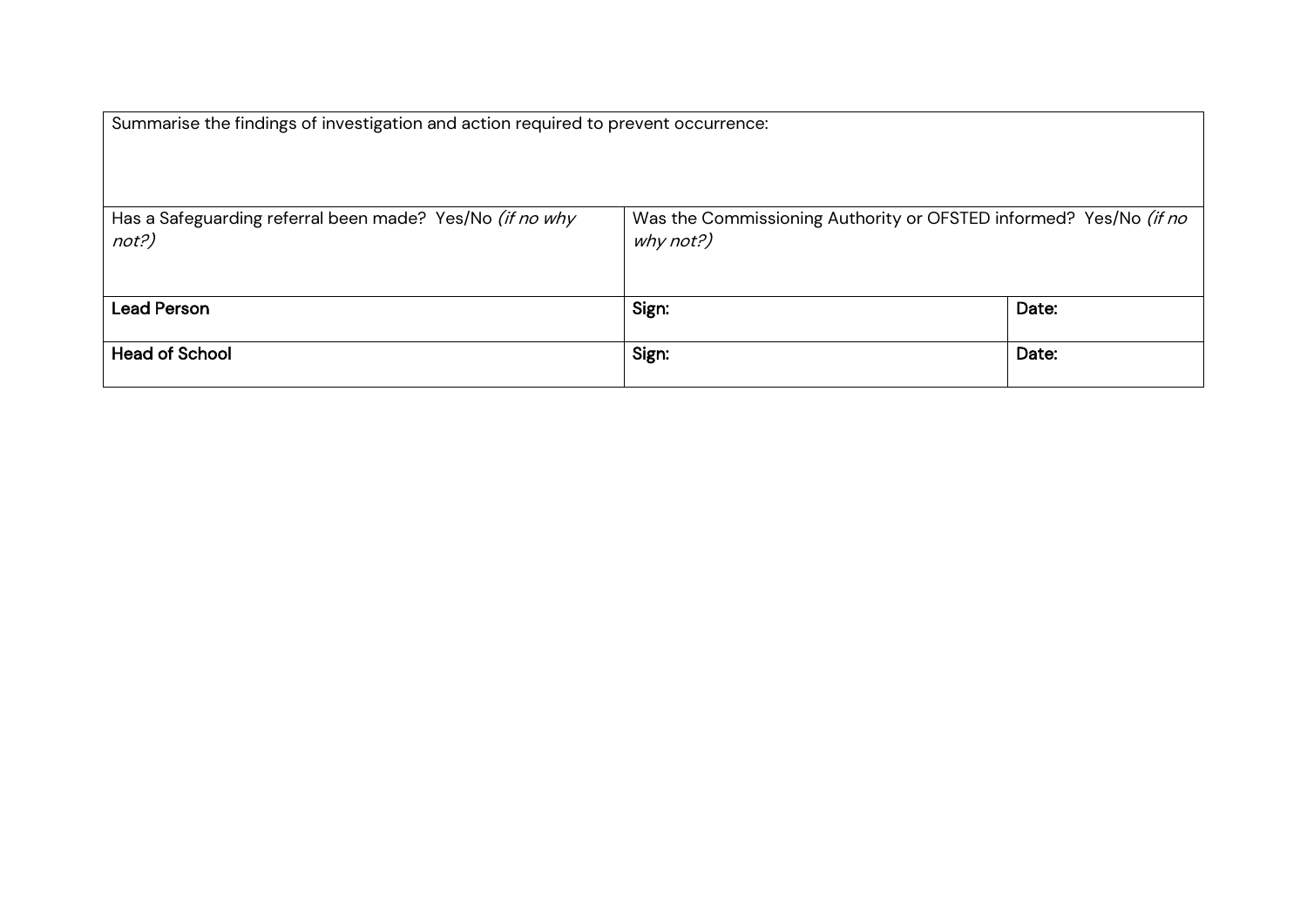| Summarise the findings of investigation and action required to prevent occurrence: | | |
|---|---|---|
| Has a Safeguarding referral been made? Yes/No *(if no why not?)* | Was the Commissioning Authority or OFSTED informed? Yes/No *(if no why not?)* | |
| **Lead Person** | **Sign:** | **Date:** |
| **Head of School** | **Sign:** | **Date:** |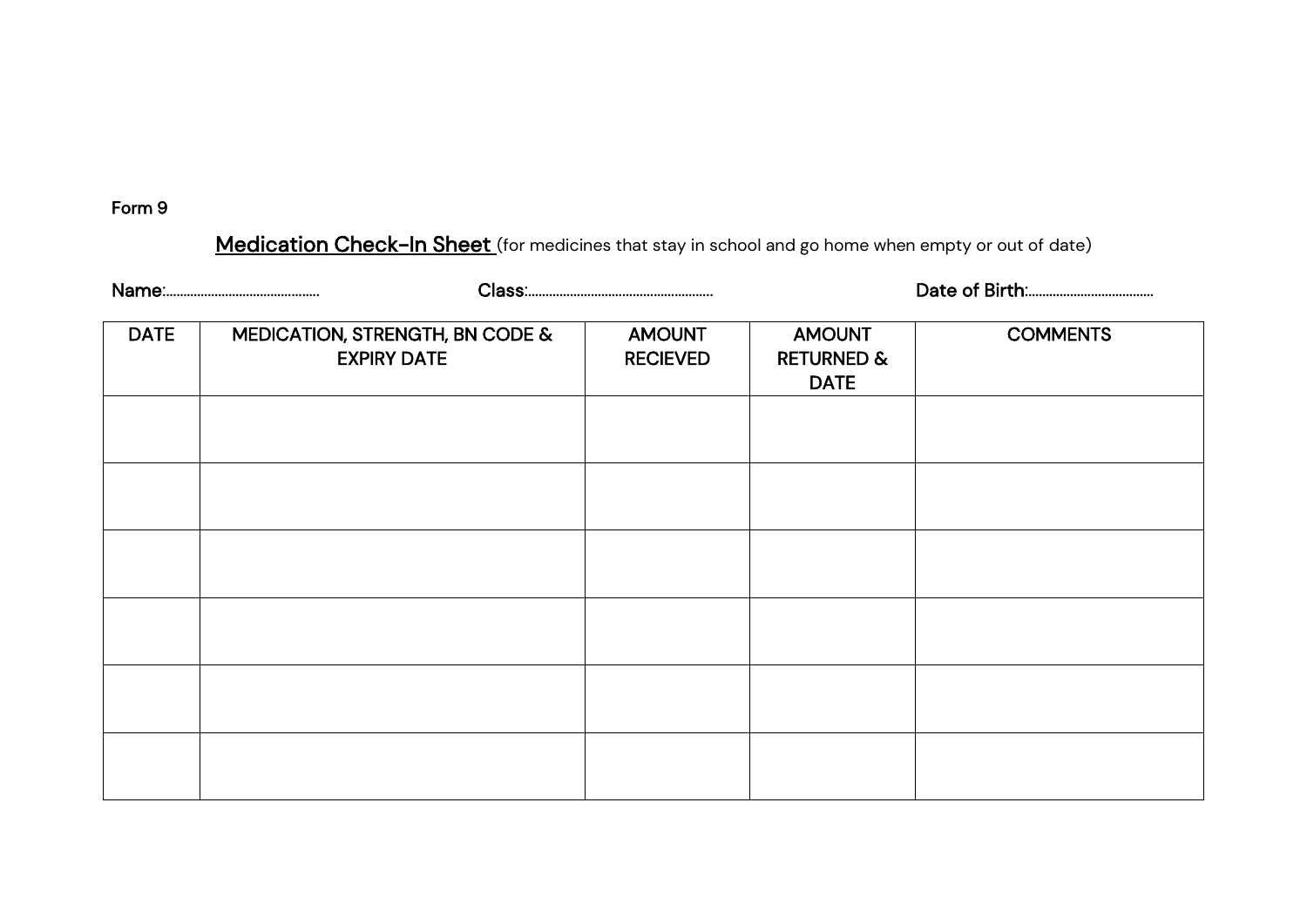Form 9

**<u>Medication Check-In Sheet</u>** (for medicines that stay in school and go home when empty or out of date)

**Name:**…………………………………… **Class:**……………………………………………… **Date of Birth:**………………………………

| DATE | MEDICATION, STRENGTH, BN CODE & EXPIRY DATE | AMOUNT RECIEVED | AMOUNT RETURNED & DATE | COMMENTS |
|---|---|---|---|---|
| | | | | |
| | | | | |
| | | | | |
| | | | | |
| | | | | |
| | | | | |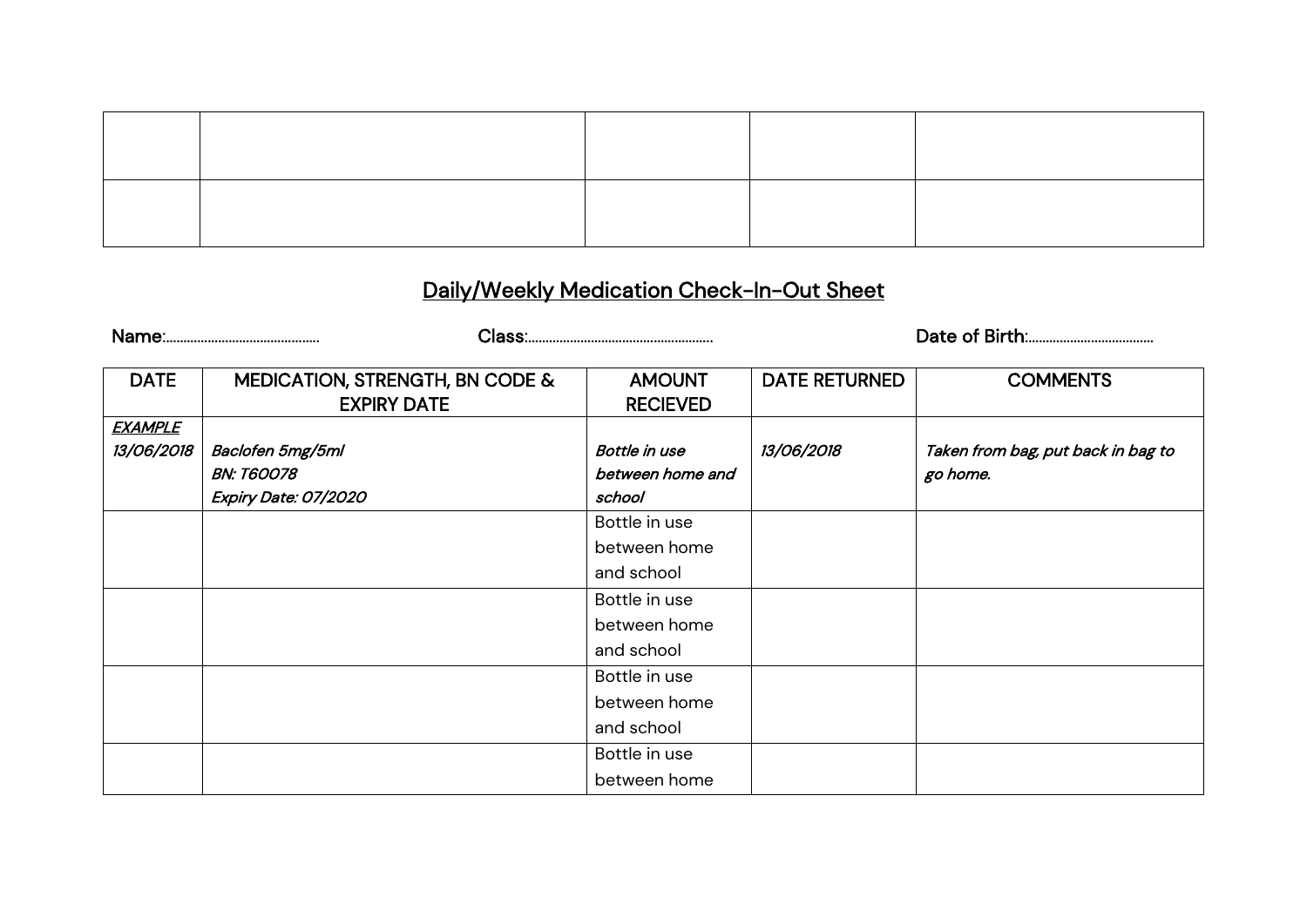| | | | | |
|---|---|---|---|---|
| | | | | |
| | | | | |

## Daily/Weekly Medication Check-In-Out Sheet

Name:……………………………………… Class:……………………………………………… Date of Birth:………………………………

| DATE | MEDICATION, STRENGTH, BN CODE & EXPIRY DATE | AMOUNT RECIEVED | DATE RETURNED | COMMENTS |
|---|---|---|---|---|
| *EXAMPLE* 13/06/2018 | *Baclofen 5mg/5ml* *BN: T60078* *Expiry Date: 07/2020* | *Bottle in use between home and school* | *13/06/2018* | *Taken from bag, put back in bag to go home.* |
| | | Bottle in use between home and school | | |
| | | Bottle in use between home and school | | |
| | | Bottle in use between home and school | | |
| | | Bottle in use between home | | |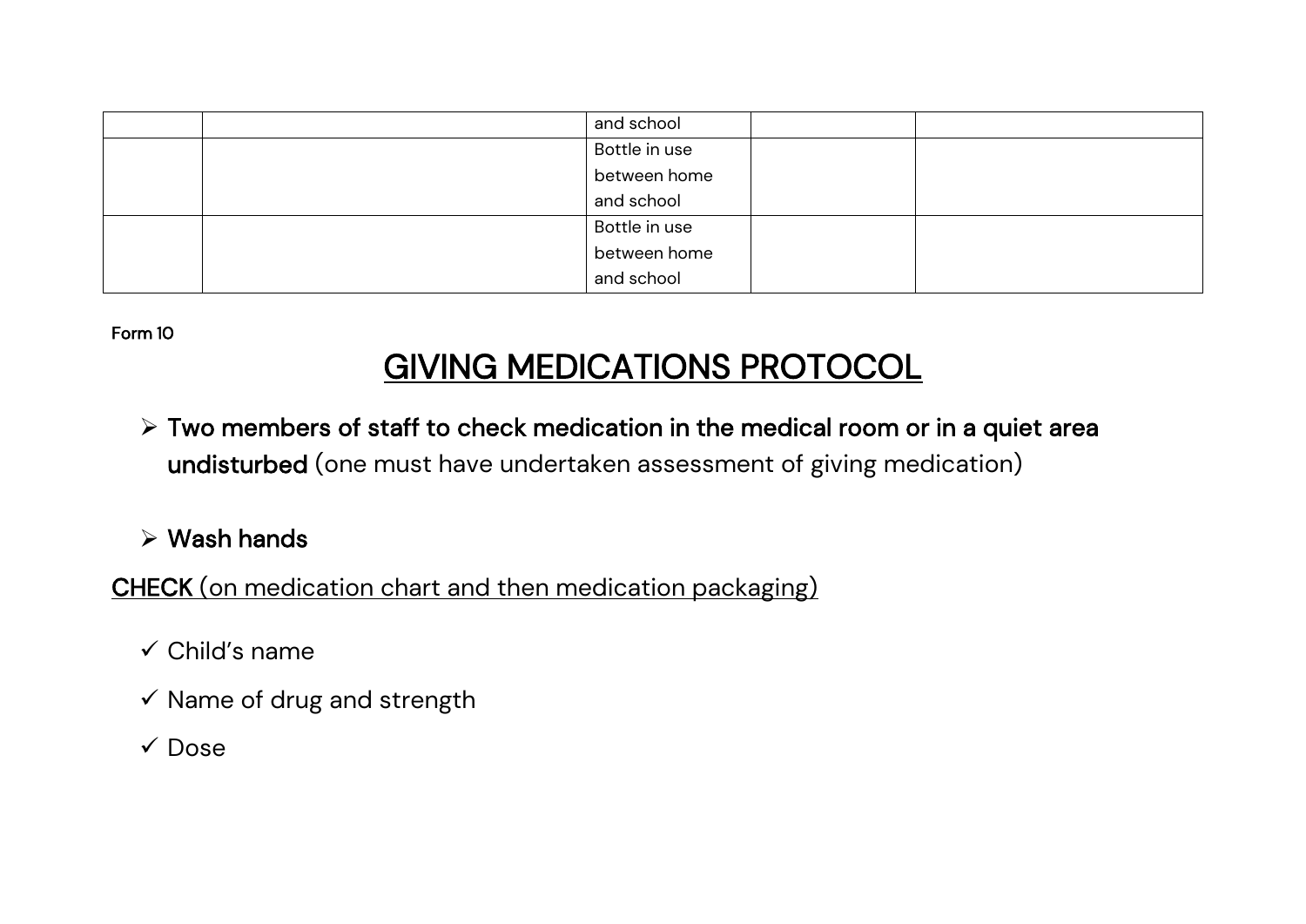| | | | | |
|---|---|---|---|---|
| | | and school | | |
| | | Bottle in use between home and school | | |
| | | Bottle in use between home and school | | |

Form 10

# GIVING MEDICATIONS PROTOCOL

- **Two members of staff to check medication in the medical room or in a quiet area undisturbed** (one must have undertaken assessment of giving medication)

- **Wash hands**

**CHECK** (on medication chart and then medication packaging)

- ✓ Child's name
- ✓ Name of drug and strength
- ✓ Dose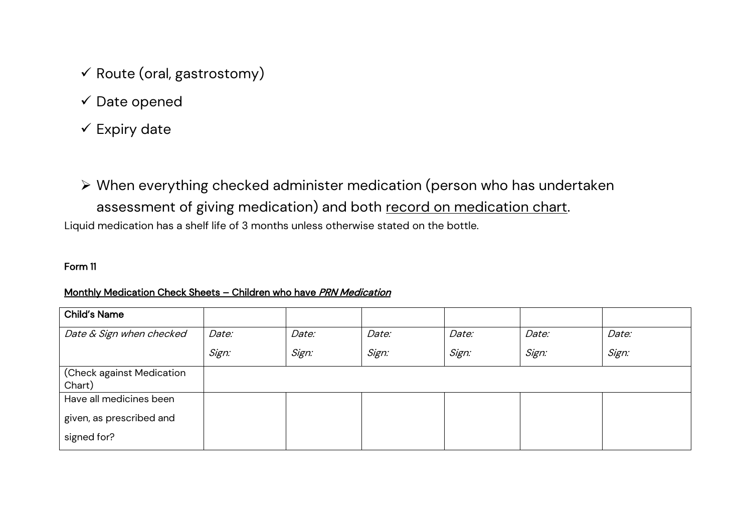- ✓ Route (oral, gastrostomy)
- ✓ Date opened
- ✓ Expiry date

- ➢ When everything checked administer medication (person who has undertaken assessment of giving medication) and both <u>record on medication chart</u>.

Liquid medication has a shelf life of 3 months unless otherwise stated on the bottle.

**Form 11**

**<u>Monthly Medication Check Sheets – Children who have *PRN Medication*</u>**

| **Child's Name** | | | | | | |
|---|---|---|---|---|---|---|
| *Date & Sign when checked* | *Date:*<br>*Sign:* | *Date:*<br>*Sign:* | *Date:*<br>*Sign:* | *Date:*<br>*Sign:* | *Date:*<br>*Sign:* | *Date:*<br>*Sign:* |
| (Check against Medication Chart) | | | | | | |
| Have all medicines been given, as prescribed and signed for? | | | | | | |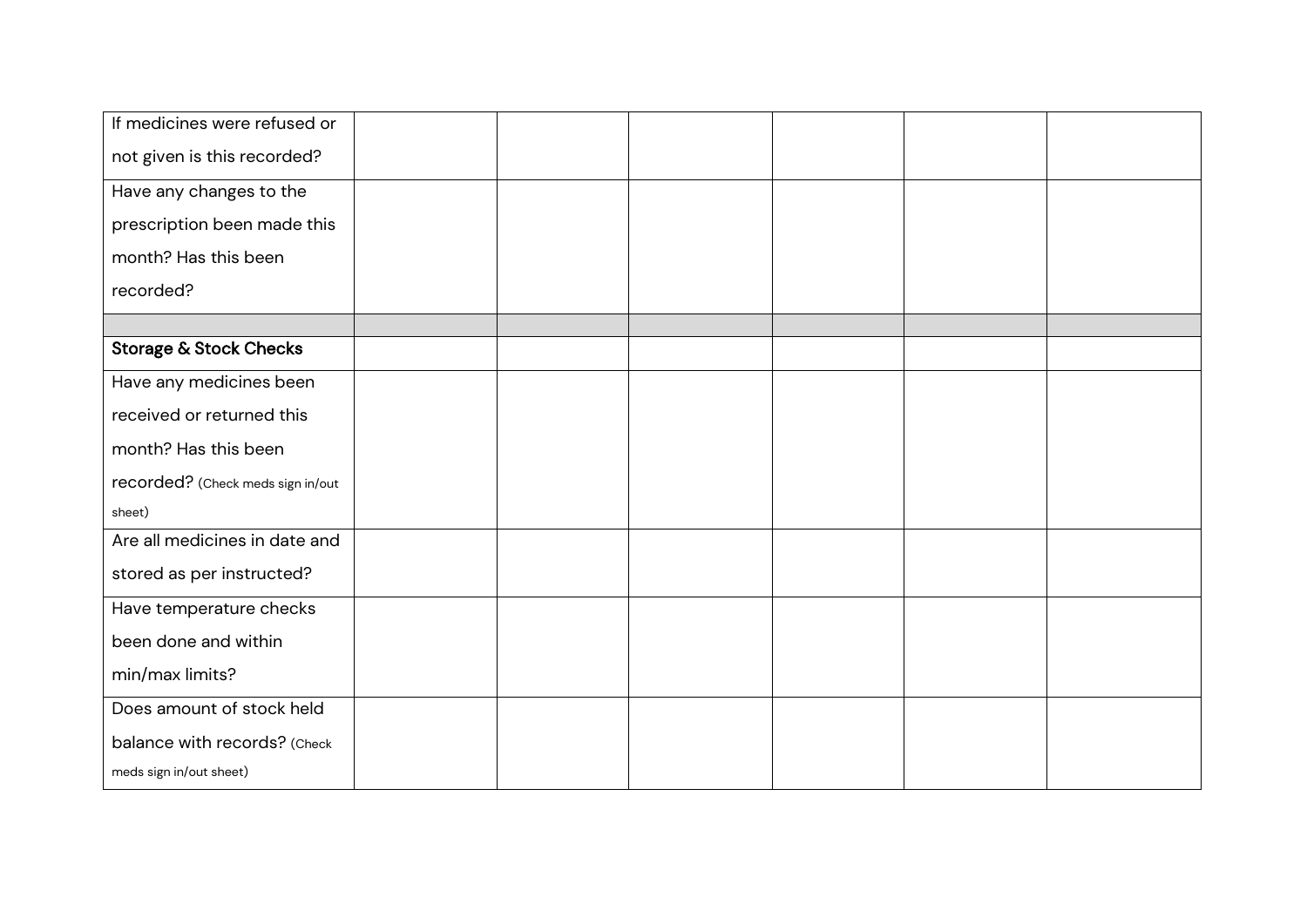| | | | | | | |
|---|---|---|---|---|---|---|
| If medicines were refused or not given is this recorded? | | | | | | |
| Have any changes to the prescription been made this month? Has this been recorded? | | | | | | |
| | | | | | | |
| **Storage & Stock Checks** | | | | | | |
| Have any medicines been received or returned this month? Has this been recorded? (Check meds sign in/out sheet) | | | | | | |
| Are all medicines in date and stored as per instructed? | | | | | | |
| Have temperature checks been done and within min/max limits? | | | | | | |
| Does amount of stock held balance with records? (Check meds sign in/out sheet) | | | | | | |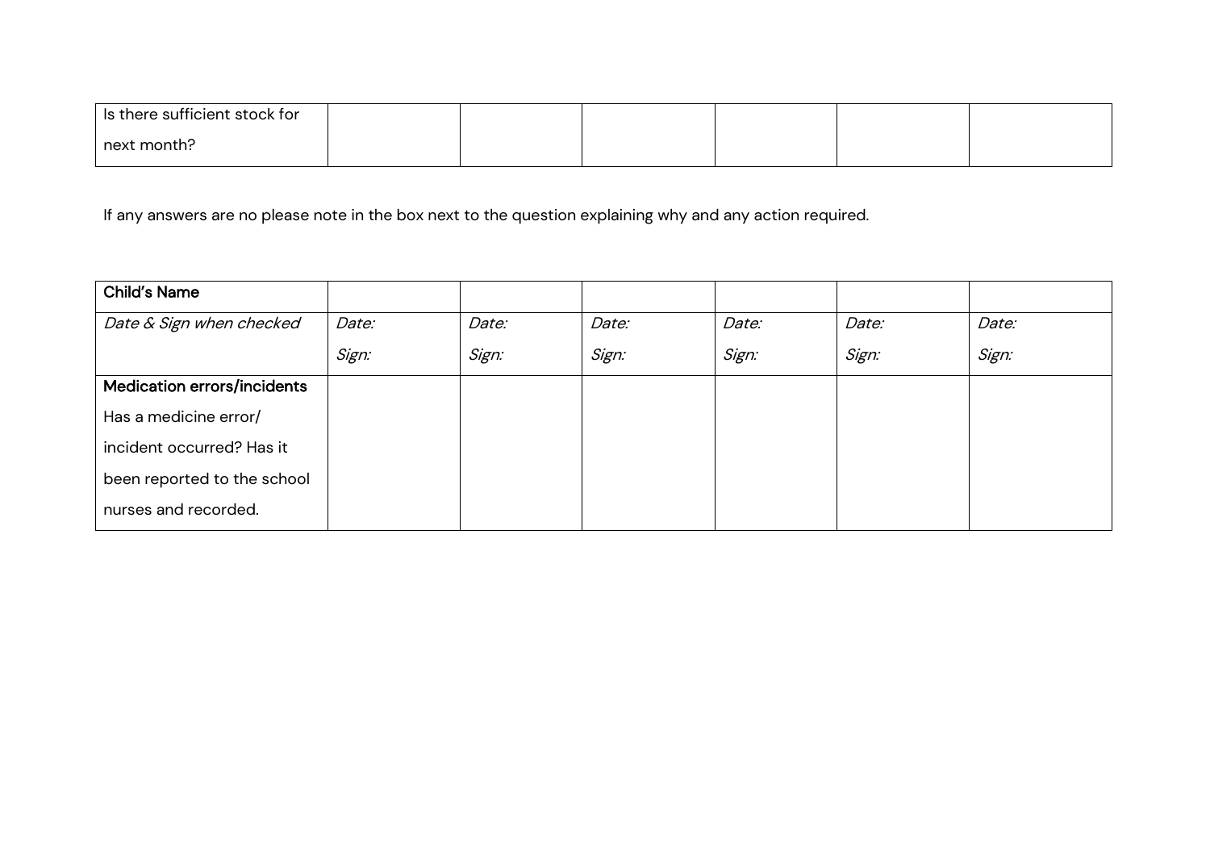| Is there sufficient stock for next month? | | | | | | |
|---|---|---|---|---|---|---|

If any answers are no please note in the box next to the question explaining why and any action required.

| **Child's Name** | | | | | | |
|---|---|---|---|---|---|---|
| *Date & Sign when checked* | *Date:*<br>*Sign:* | *Date:*<br>*Sign:* | *Date:*<br>*Sign:* | *Date:*<br>*Sign:* | *Date:*<br>*Sign:* | *Date:*<br>*Sign:* |
| **Medication errors/incidents**<br>Has a medicine error/ incident occurred? Has it been reported to the school nurses and recorded. | | | | | | |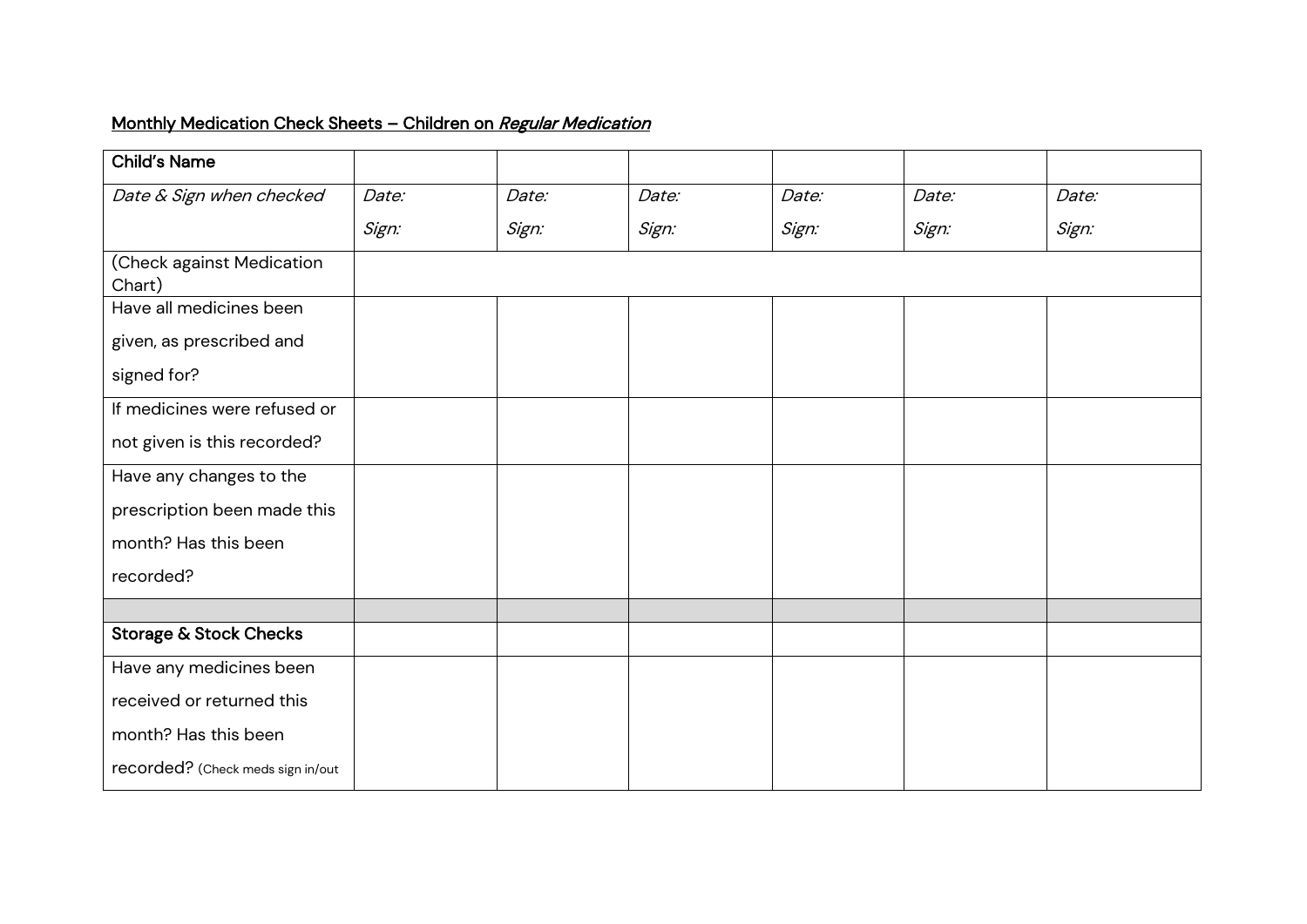<u>Monthly Medication Check Sheets – Children on *Regular Medication*</u>

| **Child's Name** | | | | | | |
|---|---|---|---|---|---|---|
| *Date & Sign when checked* | *Date:*<br>*Sign:* | *Date:*<br>*Sign:* | *Date:*<br>*Sign:* | *Date:*<br>*Sign:* | *Date:*<br>*Sign:* | *Date:*<br>*Sign:* |
| (Check against Medication Chart) | | | | | | |
| Have all medicines been given, as prescribed and signed for? | | | | | | |
| If medicines were refused or not given is this recorded? | | | | | | |
| Have any changes to the prescription been made this month? Has this been recorded? | | | | | | |
| | | | | | | |
| **Storage & Stock Checks** | | | | | | |
| Have any medicines been received or returned this month? Has this been recorded? (Check meds sign in/out | | | | | | |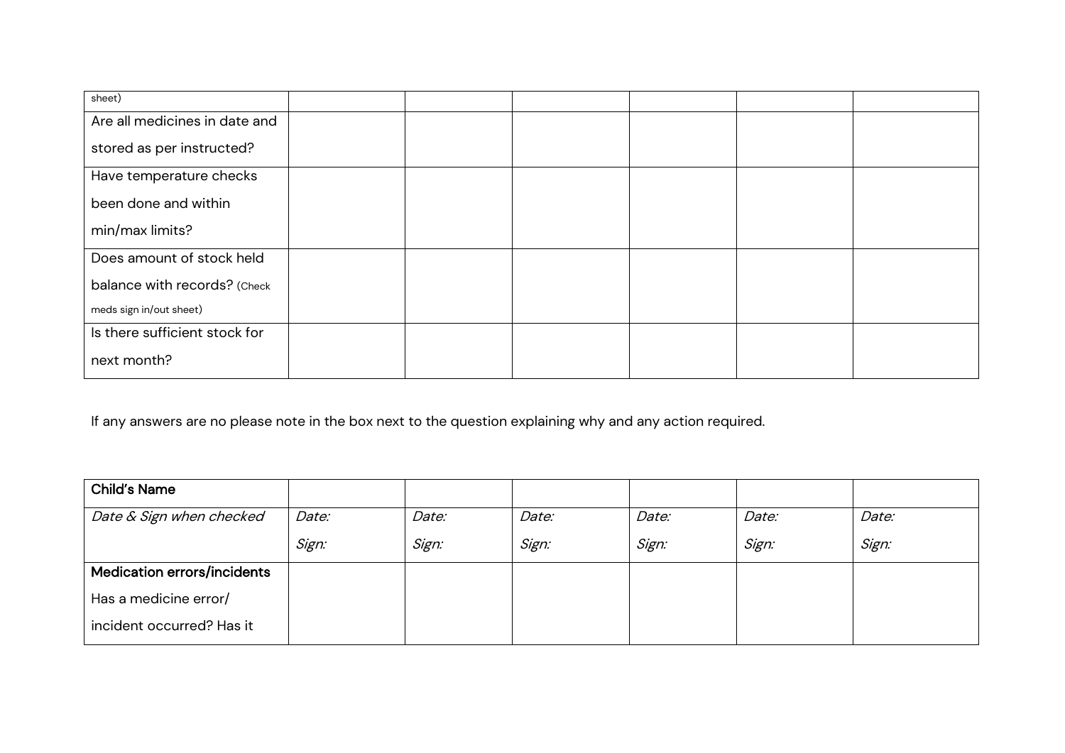| sheet) | | | | | | |
|---|---|---|---|---|---|---|
| Are all medicines in date and stored as per instructed? | | | | | | |
| Have temperature checks been done and within min/max limits? | | | | | | |
| Does amount of stock held balance with records? (Check meds sign in/out sheet) | | | | | | |
| Is there sufficient stock for next month? | | | | | | |

If any answers are no please note in the box next to the question explaining why and any action required.

| **Child's Name** | | | | | | |
|---|---|---|---|---|---|---|
| *Date & Sign when checked* | *Date:* *Sign:* | *Date:* *Sign:* | *Date:* *Sign:* | *Date:* *Sign:* | *Date:* *Sign:* | *Date:* *Sign:* |
| **Medication errors/incidents** Has a medicine error/ incident occurred? Has it | | | | | | |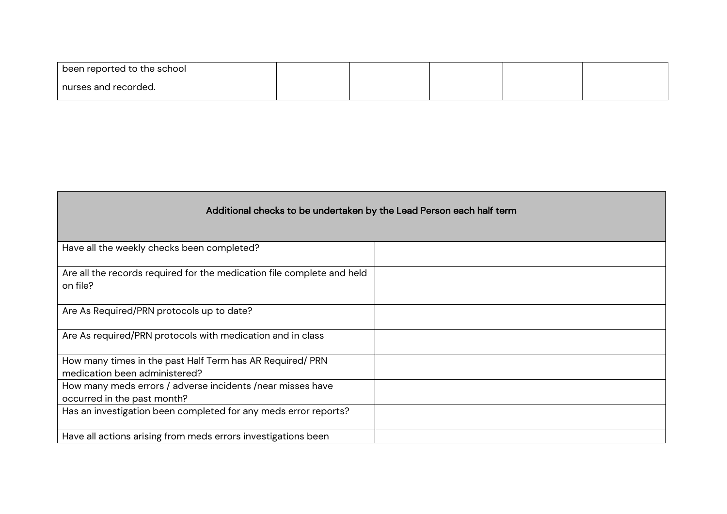| | | | | | | |
|---|---|---|---|---|---|---|
| been reported to the school nurses and recorded. | | | | | | |

| Additional checks to be undertaken by the Lead Person each half term | |
|---|---|
| Have all the weekly checks been completed? | |
| Are all the records required for the medication file complete and held on file? | |
| Are As Required/PRN protocols up to date? | |
| Are As required/PRN protocols with medication and in class | |
| How many times in the past Half Term has AR Required/ PRN medication been administered? | |
| How many meds errors / adverse incidents /near misses have occurred in the past month? | |
| Has an investigation been completed for any meds error reports? | |
| Have all actions arising from meds errors investigations been | |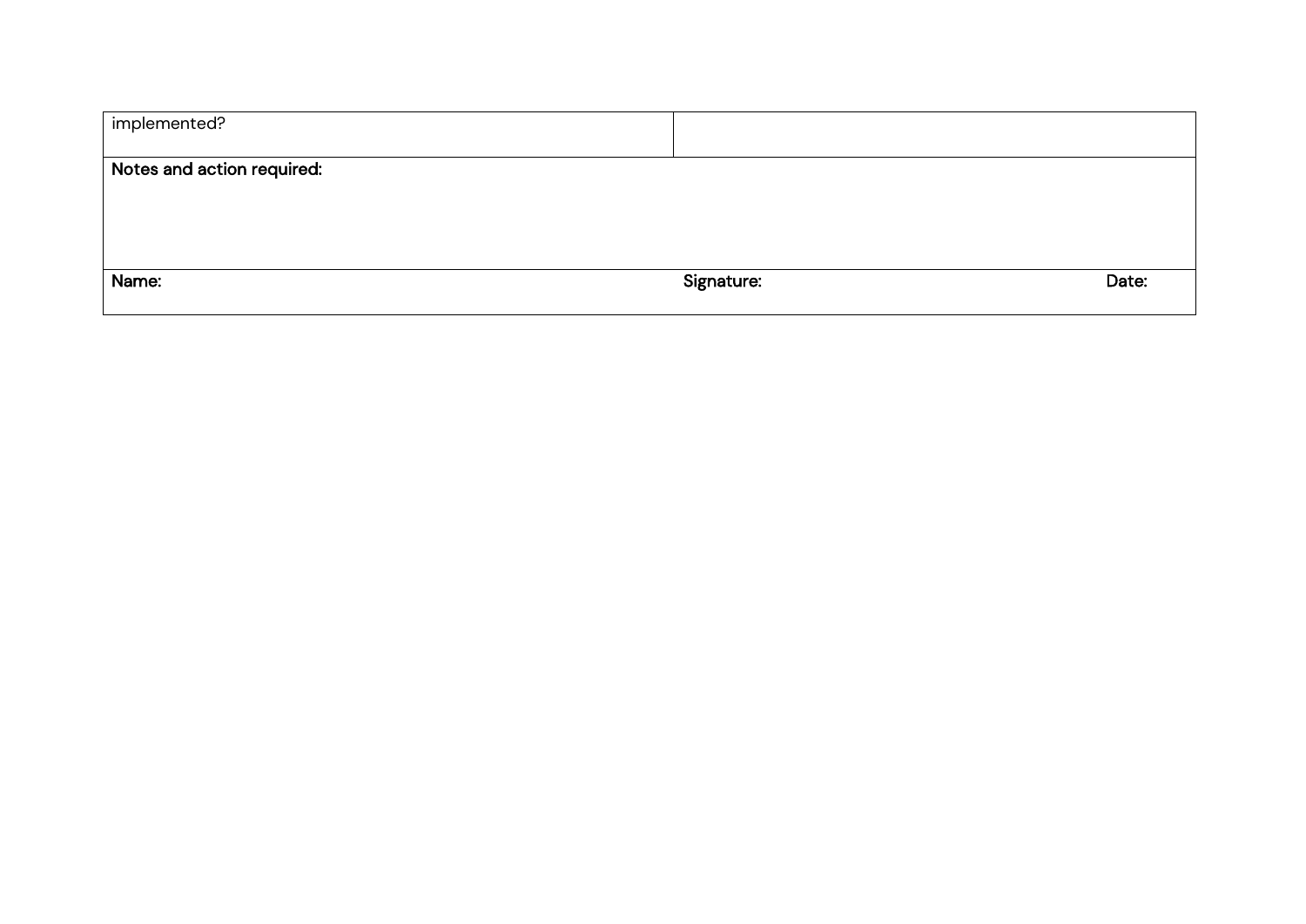| | |
|---|---|
| implemented? | |
| **Notes and action required:** | |
| **Name:** | **Signature:** **Date:** |